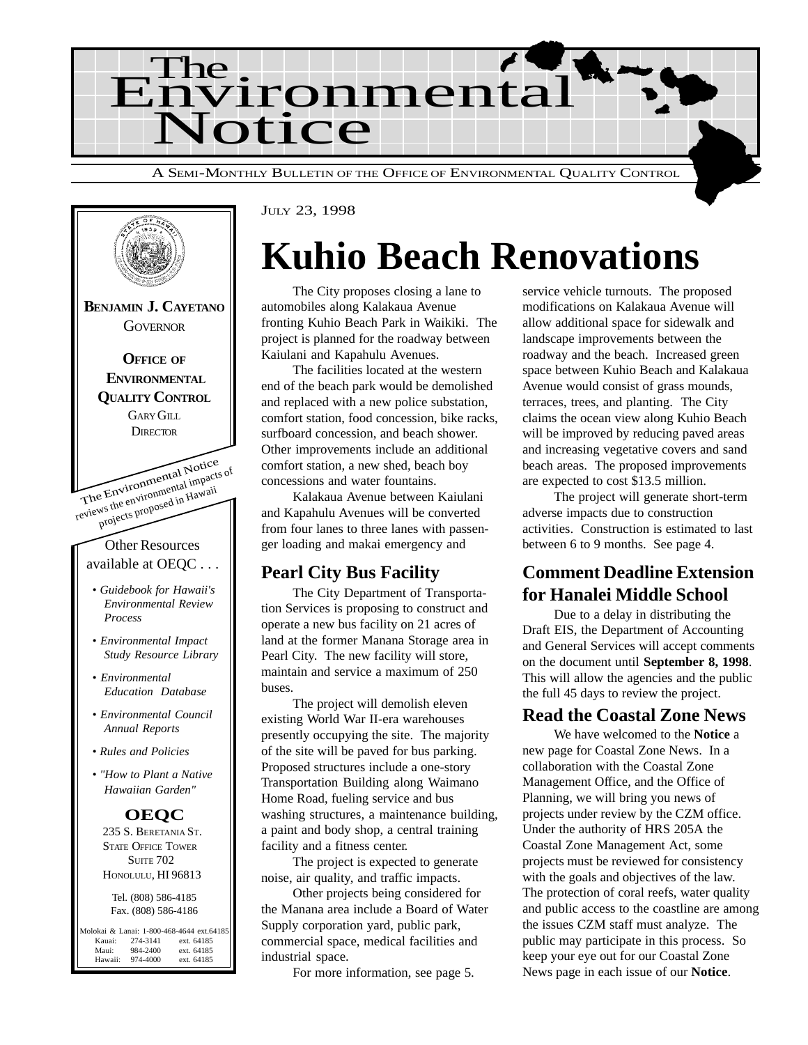# The Environmental Notice

A SEMI-MONTHLY BULLETIN OF THE OFFICE OF ENVIRONMENTAL QUALITY CONTROL

JULY 23, 1998

**BENJAMIN J. CAYETANO**
GOVERNOR

**OFFICE OF ENVIRONMENTAL QUALITY CONTROL**
GARY GILL
DIRECTOR

The Environmental Notice reviews the environmental impacts of projects proposed in Hawaii

Other Resources available at OEQC . . .

- *Guidebook for Hawaii's Environmental Review Process*
- *Environmental Impact Study Resource Library*
- *Environmental Education Database*
- *Environmental Council Annual Reports*
- *Rules and Policies*
- *"How to Plant a Native Hawaiian Garden"*

**OEQC**
235 S. BERETANIA ST.
STATE OFFICE TOWER
SUITE 702
HONOLULU, HI 96813

Tel. (808) 586-4185
Fax. (808) 586-4186

Molokai & Lanai: 1-800-468-4644 ext.64185
Kauai: 274-3141 ext. 64185
Maui: 984-2400 ext. 64185
Hawaii: 974-4000 ext. 64185

# Kuhio Beach Renovations

The City proposes closing a lane to automobiles along Kalakaua Avenue fronting Kuhio Beach Park in Waikiki. The project is planned for the roadway between Kaiulani and Kapahulu Avenues.

The facilities located at the western end of the beach park would be demolished and replaced with a new police substation, comfort station, food concession, bike racks, surfboard concession, and beach shower. Other improvements include an additional comfort station, a new shed, beach boy concessions and water fountains.

Kalakaua Avenue between Kaiulani and Kapahulu Avenues will be converted from four lanes to three lanes with passenger loading and makai emergency and service vehicle turnouts. The proposed modifications on Kalakaua Avenue will allow additional space for sidewalk and landscape improvements between the roadway and the beach. Increased green space between Kuhio Beach and Kalakaua Avenue would consist of grass mounds, terraces, trees, and planting. The City claims the ocean view along Kuhio Beach will be improved by reducing paved areas and increasing vegetative covers and sand beach areas. The proposed improvements are expected to cost $13.5 million.

The project will generate short-term adverse impacts due to construction activities. Construction is estimated to last between 6 to 9 months. See page 4.

## Pearl City Bus Facility

The City Department of Transportation Services is proposing to construct and operate a new bus facility on 21 acres of land at the former Manana Storage area in Pearl City. The new facility will store, maintain and service a maximum of 250 buses.

The project will demolish eleven existing World War II-era warehouses presently occupying the site. The majority of the site will be paved for bus parking. Proposed structures include a one-story Transportation Building along Waimano Home Road, fueling service and bus washing structures, a maintenance building, a paint and body shop, a central training facility and a fitness center.

The project is expected to generate noise, air quality, and traffic impacts.

Other projects being considered for the Manana area include a Board of Water Supply corporation yard, public park, commercial space, medical facilities and industrial space.

For more information, see page 5.

## Comment Deadline Extension for Hanalei Middle School

Due to a delay in distributing the Draft EIS, the Department of Accounting and General Services will accept comments on the document until **September 8, 1998**. This will allow the agencies and the public the full 45 days to review the project.

## Read the Coastal Zone News

We have welcomed to the **Notice** a new page for Coastal Zone News. In a collaboration with the Coastal Zone Management Office, and the Office of Planning, we will bring you news of projects under review by the CZM office. Under the authority of HRS 205A the Coastal Zone Management Act, some projects must be reviewed for consistency with the goals and objectives of the law. The protection of coral reefs, water quality and public access to the coastline are among the issues CZM staff must analyze. The public may participate in this process. So keep your eye out for our Coastal Zone News page in each issue of our **Notice**.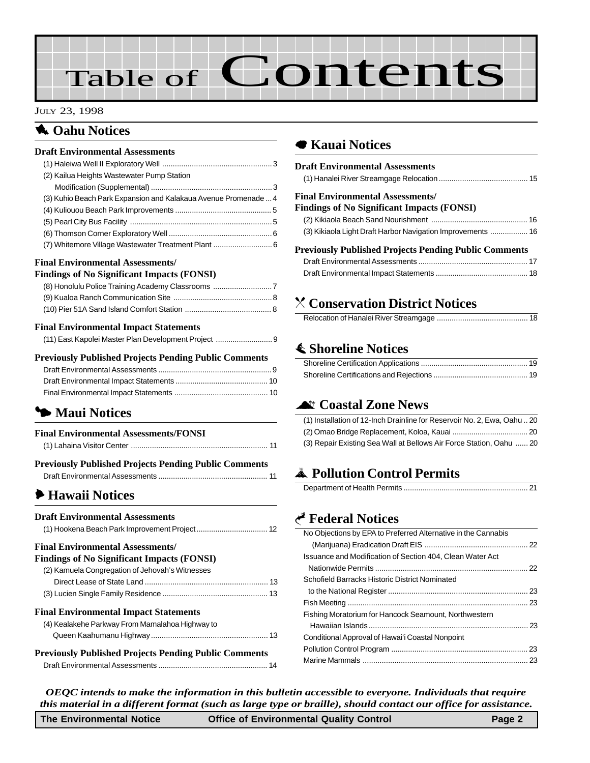# Table of Contents

JULY 23, 1998

## Oahu Notices

### Draft Environmental Assessments

- (1) Haleiwa Well II Exploratory Well .................................................... 3
- (2) Kailua Heights Wastewater Pump Station Modification (Supplemental) .................................................... 3
- (3) Kuhio Beach Park Expansion and Kalakaua Avenue Promenade .... 4
- (4) Kuliouou Beach Park Improvements .................................................... 5
- (5) Pearl City Bus Facility .................................................... 5
- (6) Thomson Corner Exploratory Well .................................................... 6
- (7) Whitemore Village Wastewater Treatment Plant .................................................... 6

### Final Environmental Assessments/ Findings of No Significant Impacts (FONSI)

- (8) Honolulu Police Training Academy Classrooms .................................................... 7
- (9) Kualoa Ranch Communication Site .................................................... 8
- (10) Pier 51A Sand Island Comfort Station .................................................... 8

### Final Environmental Impact Statements

- (11) East Kapolei Master Plan Development Project .................................................... 9

### Previously Published Projects Pending Public Comments

- Draft Environmental Assessments .................................................... 9
- Draft Environmental Impact Statements .................................................... 10
- Final Environmental Impact Statements .................................................... 10

## Maui Notices

### Final Environmental Assessments/FONSI

- (1) Lahaina Visitor Center .................................................... 11

### Previously Published Projects Pending Public Comments

- Draft Environmental Assessments .................................................... 11

## Hawaii Notices

### Draft Environmental Assessments

- (1) Hookena Beach Park Improvement Project .................................................... 12

### Final Environmental Assessments/ Findings of No Significant Impacts (FONSI)

- (2) Kamuela Congregation of Jehovah's Witnesses Direct Lease of State Land .................................................... 13
- (3) Lucien Single Family Residence .................................................... 13

### Final Environmental Impact Statements

- (4) Kealakehe Parkway From Mamalahoa Highway to Queen Kaahumanu Highway .................................................... 13

### Previously Published Projects Pending Public Comments

- Draft Environmental Assessments .................................................... 14

## Kauai Notices

### Draft Environmental Assessments

- (1) Hanalei River Streamgage Relocation .................................................... 15

### Final Environmental Assessments/ Findings of No Significant Impacts (FONSI)

- (2) Kikiaola Beach Sand Nourishment .................................................... 16
- (3) Kikiaola Light Draft Harbor Navigation Improvements .................................................... 16

### Previously Published Projects Pending Public Comments

- Draft Environmental Assessments .................................................... 17
- Draft Environmental Impact Statements .................................................... 18

## Conservation District Notices

- Relocation of Hanalei River Streamgage .................................................... 18

## Shoreline Notices

- Shoreline Certification Applications .................................................... 19
- Shoreline Certifications and Rejections .................................................... 19

## Coastal Zone News

- (1) Installation of 12-Inch Drainline for Reservoir No. 2, Ewa, Oahu .. 20
- (2) Omao Bridge Replacement, Koloa, Kauai .................................................... 20
- (3) Repair Existing Sea Wall at Bellows Air Force Station, Oahu ...... 20

## Pollution Control Permits

- Department of Health Permits .................................................... 21

## Federal Notices

- No Objections by EPA to Preferred Alternative in the Cannabis (Marijuana) Eradication Draft EIS .................................................... 22
- Issuance and Modification of Section 404, Clean Water Act Nationwide Permits .................................................... 22
- Schofield Barracks Historic District Nominated to the National Register .................................................... 23
- Fish Meeting .................................................... 23
- Fishing Moratorium for Hancock Seamount, Northwestern Hawaiian Islands .................................................... 23
- Conditional Approval of Hawai'i Coastal Nonpoint Pollution Control Program .................................................... 23
- Marine Mammals .................................................... 23

*OEQC intends to make the information in this bulletin accessible to everyone. Individuals that require this material in a different format (such as large type or braille), should contact our office for assistance.*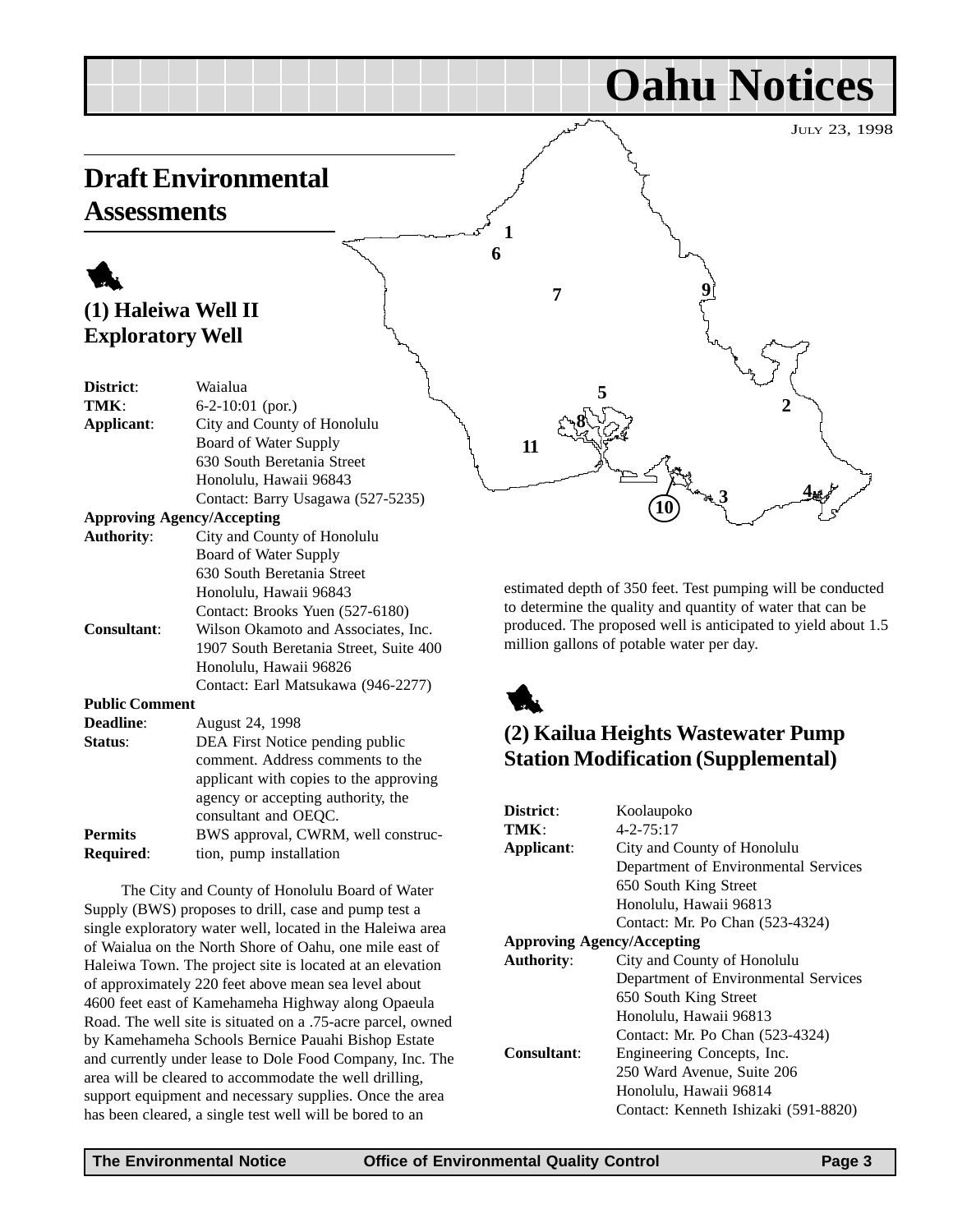# Oahu Notices

JULY 23, 1998

## Draft Environmental Assessments

### (1) Haleiwa Well II Exploratory Well

| | |
|---|---|
| **District**: | Waialua |
| **TMK**: | 6-2-10:01 (por.) |
| **Applicant**: | City and County of Honolulu<br>Board of Water Supply<br>630 South Beretania Street<br>Honolulu, Hawaii 96843<br>Contact: Barry Usagawa (527-5235) |
| **Approving Agency/Accepting Authority**: | City and County of Honolulu<br>Board of Water Supply<br>630 South Beretania Street<br>Honolulu, Hawaii 96843<br>Contact: Brooks Yuen (527-6180) |
| **Consultant**: | Wilson Okamoto and Associates, Inc.<br>1907 South Beretania Street, Suite 400<br>Honolulu, Hawaii 96826<br>Contact: Earl Matsukawa (946-2277) |
| **Public Comment Deadline**: | August 24, 1998 |
| **Status**: | DEA First Notice pending public comment. Address comments to the applicant with copies to the approving agency or accepting authority, the consultant and OEQC. |
| **Permits Required**: | BWS approval, CWRM, well construction, pump installation |

The City and County of Honolulu Board of Water Supply (BWS) proposes to drill, case and pump test a single exploratory water well, located in the Haleiwa area of Waialua on the North Shore of Oahu, one mile east of Haleiwa Town. The project site is located at an elevation of approximately 220 feet above mean sea level about 4600 feet east of Kamehameha Highway along Opaeula Road. The well site is situated on a .75-acre parcel, owned by Kamehameha Schools Bernice Pauahi Bishop Estate and currently under lease to Dole Food Company, Inc. The area will be cleared to accommodate the well drilling, support equipment and necessary supplies. Once the area has been cleared, a single test well will be bored to an estimated depth of 350 feet. Test pumping will be conducted to determine the quality and quantity of water that can be produced. The proposed well is anticipated to yield about 1.5 million gallons of potable water per day.

### (2) Kailua Heights Wastewater Pump Station Modification (Supplemental)

| | |
|---|---|
| **District**: | Koolaupoko |
| **TMK**: | 4-2-75:17 |
| **Applicant**: | City and County of Honolulu<br>Department of Environmental Services<br>650 South King Street<br>Honolulu, Hawaii 96813<br>Contact: Mr. Po Chan (523-4324) |
| **Approving Agency/Accepting Authority**: | City and County of Honolulu<br>Department of Environmental Services<br>650 South King Street<br>Honolulu, Hawaii 96813<br>Contact: Mr. Po Chan (523-4324) |
| **Consultant**: | Engineering Concepts, Inc.<br>250 Ward Avenue, Suite 206<br>Honolulu, Hawaii 96814<br>Contact: Kenneth Ishizaki (591-8820) |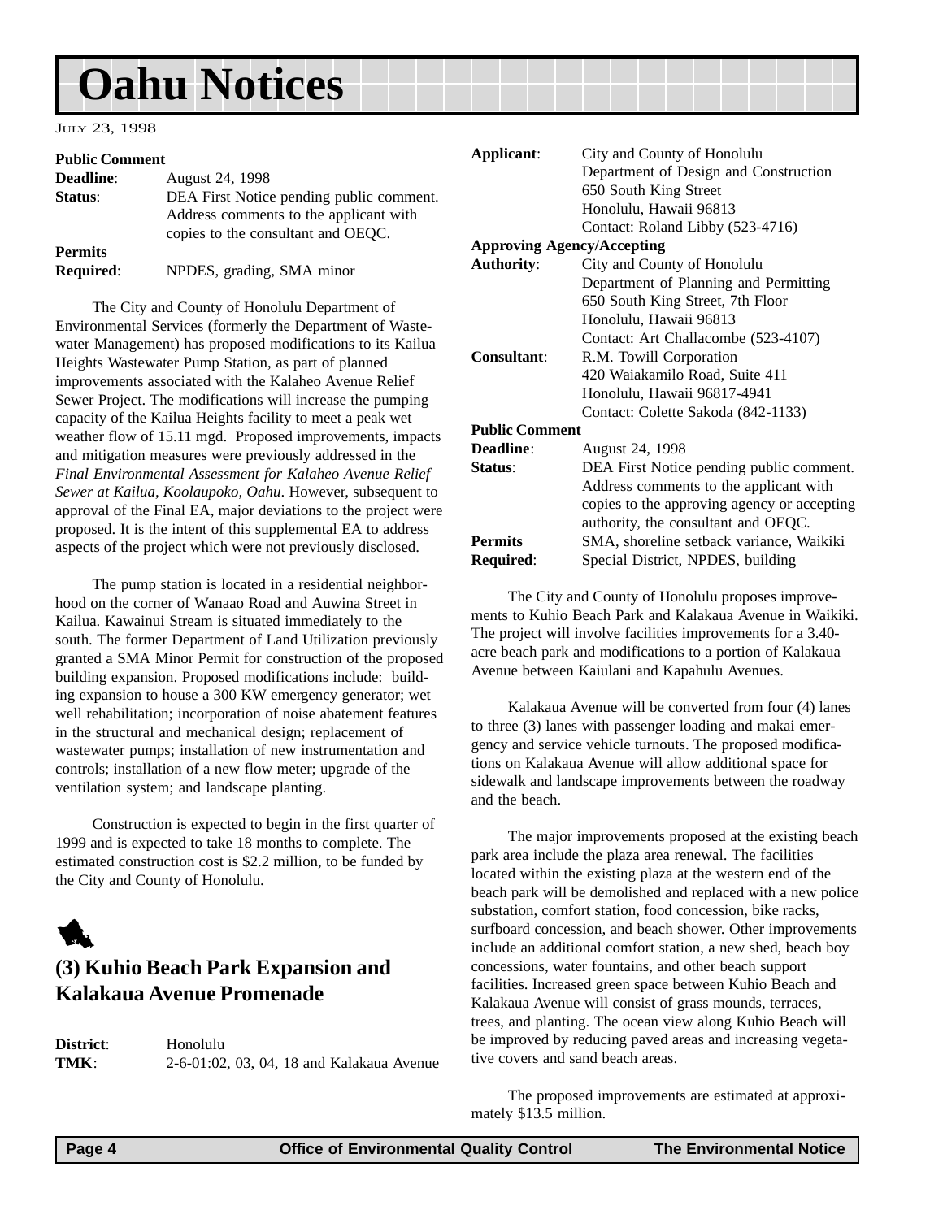# Oahu Notices

July 23, 1998

**Public Comment**

**Deadline**: August 24, 1998

**Status**: DEA First Notice pending public comment. Address comments to the applicant with copies to the consultant and OEQC.

**Permits Required**: NPDES, grading, SMA minor

The City and County of Honolulu Department of Environmental Services (formerly the Department of Wastewater Management) has proposed modifications to its Kailua Heights Wastewater Pump Station, as part of planned improvements associated with the Kalaheo Avenue Relief Sewer Project. The modifications will increase the pumping capacity of the Kailua Heights facility to meet a peak wet weather flow of 15.11 mgd. Proposed improvements, impacts and mitigation measures were previously addressed in the *Final Environmental Assessment for Kalaheo Avenue Relief Sewer at Kailua, Koolaupoko, Oahu*. However, subsequent to approval of the Final EA, major deviations to the project were proposed. It is the intent of this supplemental EA to address aspects of the project which were not previously disclosed.

The pump station is located in a residential neighborhood on the corner of Wanaao Road and Auwina Street in Kailua. Kawainui Stream is situated immediately to the south. The former Department of Land Utilization previously granted a SMA Minor Permit for construction of the proposed building expansion. Proposed modifications include: building expansion to house a 300 KW emergency generator; wet well rehabilitation; incorporation of noise abatement features in the structural and mechanical design; replacement of wastewater pumps; installation of new instrumentation and controls; installation of a new flow meter; upgrade of the ventilation system; and landscape planting.

Construction is expected to begin in the first quarter of 1999 and is expected to take 18 months to complete. The estimated construction cost is $2.2 million, to be funded by the City and County of Honolulu.

## (3) Kuhio Beach Park Expansion and Kalakaua Avenue Promenade

**District**: Honolulu

**TMK**: 2-6-01:02, 03, 04, 18 and Kalakaua Avenue

**Applicant**: City and County of Honolulu
Department of Design and Construction
650 South King Street
Honolulu, Hawaii 96813
Contact: Roland Libby (523-4716)

**Approving Agency/Accepting Authority**: City and County of Honolulu
Department of Planning and Permitting
650 South King Street, 7th Floor
Honolulu, Hawaii 96813
Contact: Art Challacombe (523-4107)

**Consultant**: R.M. Towill Corporation
420 Waiakamilo Road, Suite 411
Honolulu, Hawaii 96817-4941
Contact: Colette Sakoda (842-1133)

**Public Comment**

**Deadline**: August 24, 1998

**Status**: DEA First Notice pending public comment. Address comments to the applicant with copies to the approving agency or accepting authority, the consultant and OEQC.

**Permits Required**: SMA, shoreline setback variance, Waikiki Special District, NPDES, building

The City and County of Honolulu proposes improvements to Kuhio Beach Park and Kalakaua Avenue in Waikiki. The project will involve facilities improvements for a 3.40-acre beach park and modifications to a portion of Kalakaua Avenue between Kaiulani and Kapahulu Avenues.

Kalakaua Avenue will be converted from four (4) lanes to three (3) lanes with passenger loading and makai emergency and service vehicle turnouts. The proposed modifications on Kalakaua Avenue will allow additional space for sidewalk and landscape improvements between the roadway and the beach.

The major improvements proposed at the existing beach park area include the plaza area renewal. The facilities located within the existing plaza at the western end of the beach park will be demolished and replaced with a new police substation, comfort station, food concession, bike racks, surfboard concession, and beach shower. Other improvements include an additional comfort station, a new shed, beach boy concessions, water fountains, and other beach support facilities. Increased green space between Kuhio Beach and Kalakaua Avenue will consist of grass mounds, terraces, trees, and planting. The ocean view along Kuhio Beach will be improved by reducing paved areas and increasing vegetative covers and sand beach areas.

The proposed improvements are estimated at approximately $13.5 million.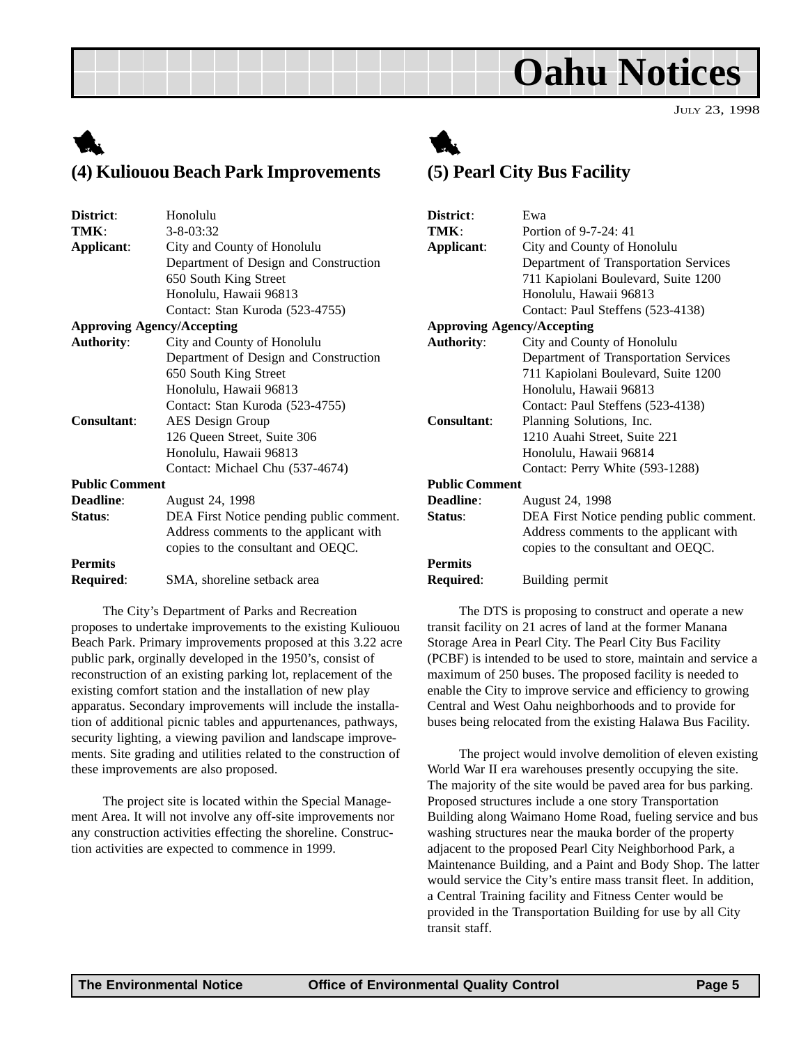## (4) Kuliouou Beach Park Improvements

**District**: Honolulu
**TMK**: 3-8-03:32
**Applicant**: City and County of Honolulu
Department of Design and Construction
650 South King Street
Honolulu, Hawaii 96813
Contact: Stan Kuroda (523-4755)

**Approving Agency/Accepting Authority**: City and County of Honolulu
Department of Design and Construction
650 South King Street
Honolulu, Hawaii 96813
Contact: Stan Kuroda (523-4755)

**Consultant**: AES Design Group
126 Queen Street, Suite 306
Honolulu, Hawaii 96813
Contact: Michael Chu (537-4674)

**Public Comment Deadline**: August 24, 1998

**Status**: DEA First Notice pending public comment. Address comments to the applicant with copies to the consultant and OEQC.

**Permits Required**: SMA, shoreline setback area

The City's Department of Parks and Recreation proposes to undertake improvements to the existing Kuliouou Beach Park. Primary improvements proposed at this 3.22 acre public park, orginally developed in the 1950's, consist of reconstruction of an existing parking lot, replacement of the existing comfort station and the installation of new play apparatus. Secondary improvements will include the installation of additional picnic tables and appurtenances, pathways, security lighting, a viewing pavilion and landscape improvements. Site grading and utilities related to the construction of these improvements are also proposed.

The project site is located within the Special Management Area. It will not involve any off-site improvements nor any construction activities effecting the shoreline. Construction activities are expected to commence in 1999.

## (5) Pearl City Bus Facility

**District**: Ewa
**TMK**: Portion of 9-7-24: 41
**Applicant**: City and County of Honolulu
Department of Transportation Services
711 Kapiolani Boulevard, Suite 1200
Honolulu, Hawaii 96813
Contact: Paul Steffens (523-4138)

**Approving Agency/Accepting Authority**: City and County of Honolulu
Department of Transportation Services
711 Kapiolani Boulevard, Suite 1200
Honolulu, Hawaii 96813
Contact: Paul Steffens (523-4138)

**Consultant**: Planning Solutions, Inc.
1210 Auahi Street, Suite 221
Honolulu, Hawaii 96814
Contact: Perry White (593-1288)

**Public Comment Deadline**: August 24, 1998

**Status**: DEA First Notice pending public comment. Address comments to the applicant with copies to the consultant and OEQC.

**Permits Required**: Building permit

The DTS is proposing to construct and operate a new transit facility on 21 acres of land at the former Manana Storage Area in Pearl City. The Pearl City Bus Facility (PCBF) is intended to be used to store, maintain and service a maximum of 250 buses. The proposed facility is needed to enable the City to improve service and efficiency to growing Central and West Oahu neighborhoods and to provide for buses being relocated from the existing Halawa Bus Facility.

The project would involve demolition of eleven existing World War II era warehouses presently occupying the site. The majority of the site would be paved area for bus parking. Proposed structures include a one story Transportation Building along Waimano Home Road, fueling service and bus washing structures near the mauka border of the property adjacent to the proposed Pearl City Neighborhood Park, a Maintenance Building, and a Paint and Body Shop. The latter would service the City's entire mass transit fleet. In addition, a Central Training facility and Fitness Center would be provided in the Transportation Building for use by all City transit staff.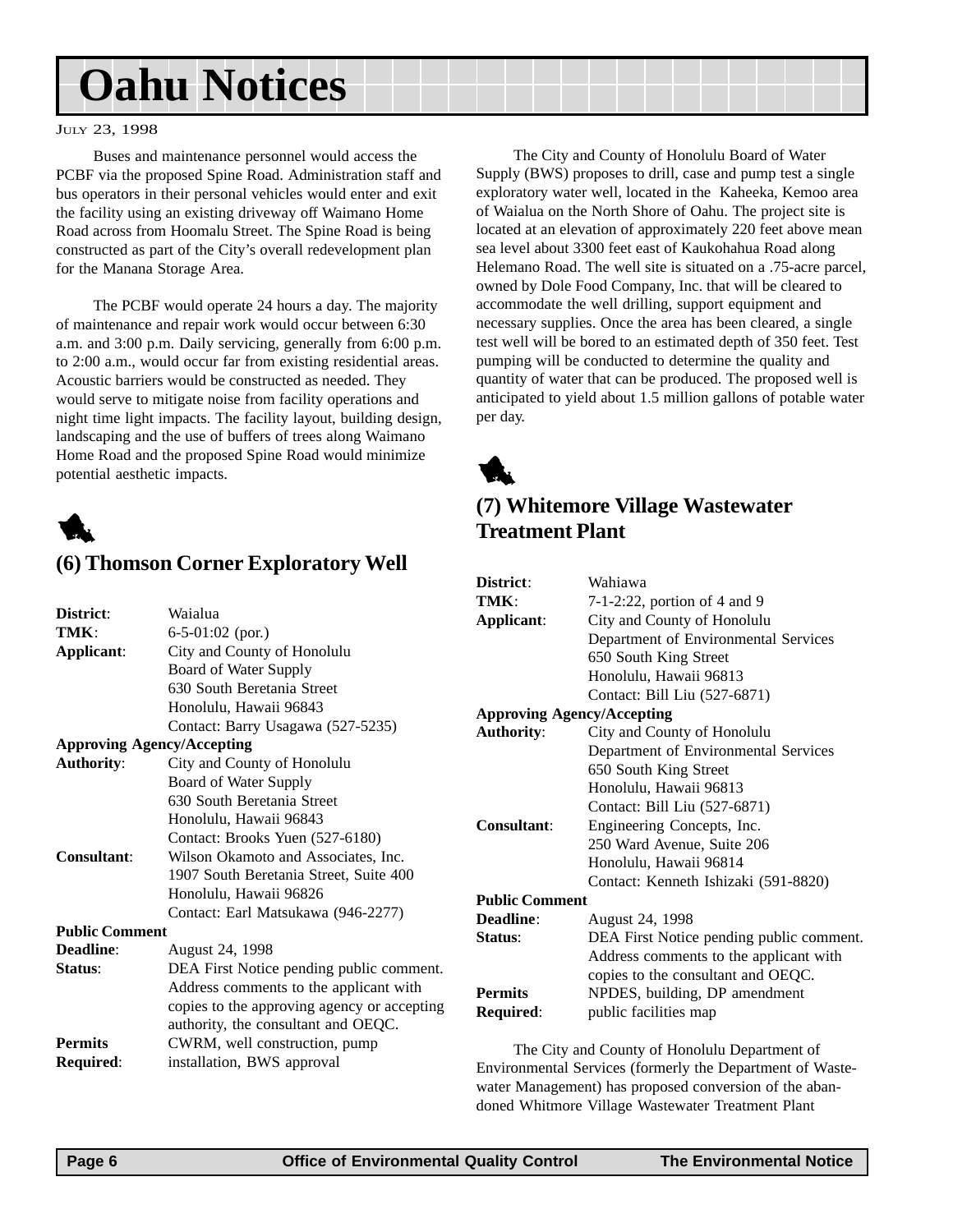# Oahu Notices

July 23, 1998

Buses and maintenance personnel would access the PCBF via the proposed Spine Road. Administration staff and bus operators in their personal vehicles would enter and exit the facility using an existing driveway off Waimano Home Road across from Hoomalu Street. The Spine Road is being constructed as part of the City's overall redevelopment plan for the Manana Storage Area.

The PCBF would operate 24 hours a day. The majority of maintenance and repair work would occur between 6:30 a.m. and 3:00 p.m. Daily servicing, generally from 6:00 p.m. to 2:00 a.m., would occur far from existing residential areas. Acoustic barriers would be constructed as needed. They would serve to mitigate noise from facility operations and night time light impacts. The facility layout, building design, landscaping and the use of buffers of trees along Waimano Home Road and the proposed Spine Road would minimize potential aesthetic impacts.

## (6) Thomson Corner Exploratory Well

**District**: Waialua
**TMK**: 6-5-01:02 (por.)
**Applicant**: City and County of Honolulu
Board of Water Supply
630 South Beretania Street
Honolulu, Hawaii 96843
Contact: Barry Usagawa (527-5235)

**Approving Agency/Accepting Authority**: City and County of Honolulu
Board of Water Supply
630 South Beretania Street
Honolulu, Hawaii 96843
Contact: Brooks Yuen (527-6180)

**Consultant**: Wilson Okamoto and Associates, Inc.
1907 South Beretania Street, Suite 400
Honolulu, Hawaii 96826
Contact: Earl Matsukawa (946-2277)

**Public Comment Deadline**: August 24, 1998
**Status**: DEA First Notice pending public comment. Address comments to the applicant with copies to the approving agency or accepting authority, the consultant and OEQC.
**Permits Required**: CWRM, well construction, pump installation, BWS approval

The City and County of Honolulu Board of Water Supply (BWS) proposes to drill, case and pump test a single exploratory water well, located in the Kaheeka, Kemoo area of Waialua on the North Shore of Oahu. The project site is located at an elevation of approximately 220 feet above mean sea level about 3300 feet east of Kaukohahua Road along Helemano Road. The well site is situated on a .75-acre parcel, owned by Dole Food Company, Inc. that will be cleared to accommodate the well drilling, support equipment and necessary supplies. Once the area has been cleared, a single test well will be bored to an estimated depth of 350 feet. Test pumping will be conducted to determine the quality and quantity of water that can be produced. The proposed well is anticipated to yield about 1.5 million gallons of potable water per day.

## (7) Whitemore Village Wastewater Treatment Plant

**District**: Wahiawa
**TMK**: 7-1-2:22, portion of 4 and 9
**Applicant**: City and County of Honolulu
Department of Environmental Services
650 South King Street
Honolulu, Hawaii 96813
Contact: Bill Liu (527-6871)

**Approving Agency/Accepting Authority**: City and County of Honolulu
Department of Environmental Services
650 South King Street
Honolulu, Hawaii 96813
Contact: Bill Liu (527-6871)

**Consultant**: Engineering Concepts, Inc.
250 Ward Avenue, Suite 206
Honolulu, Hawaii 96814
Contact: Kenneth Ishizaki (591-8820)

**Public Comment Deadline**: August 24, 1998
**Status**: DEA First Notice pending public comment. Address comments to the applicant with copies to the consultant and OEQC.
**Permits Required**: NPDES, building, DP amendment public facilities map

The City and County of Honolulu Department of Environmental Services (formerly the Department of Wastewater Management) has proposed conversion of the abandoned Whitmore Village Wastewater Treatment Plant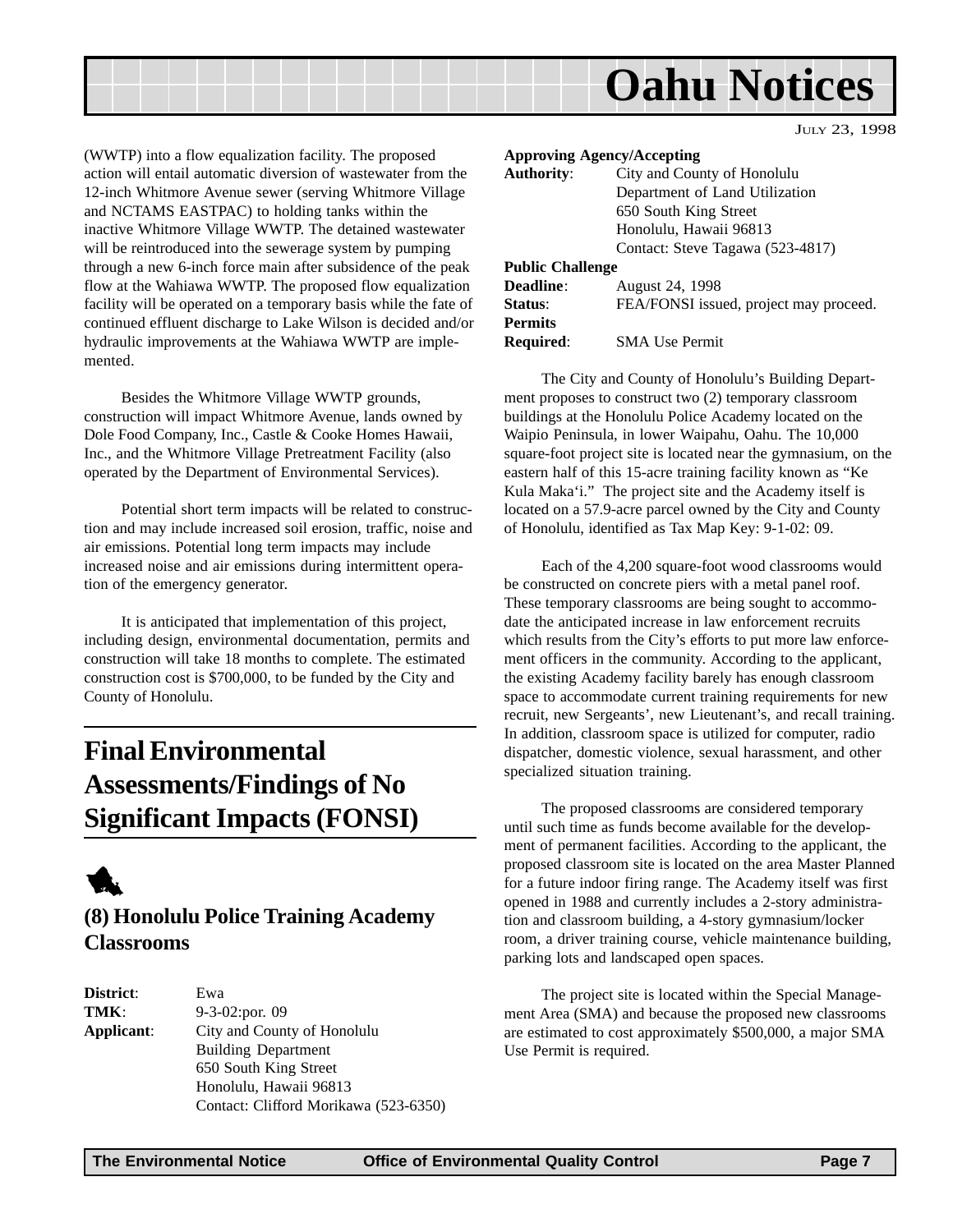(WWTP) into a flow equalization facility. The proposed action will entail automatic diversion of wastewater from the 12-inch Whitmore Avenue sewer (serving Whitmore Village and NCTAMS EASTPAC) to holding tanks within the inactive Whitmore Village WWTP. The detained wastewater will be reintroduced into the sewerage system by pumping through a new 6-inch force main after subsidence of the peak flow at the Wahiawa WWTP. The proposed flow equalization facility will be operated on a temporary basis while the fate of continued effluent discharge to Lake Wilson is decided and/or hydraulic improvements at the Wahiawa WWTP are implemented.

Besides the Whitmore Village WWTP grounds, construction will impact Whitmore Avenue, lands owned by Dole Food Company, Inc., Castle & Cooke Homes Hawaii, Inc., and the Whitmore Village Pretreatment Facility (also operated by the Department of Environmental Services).

Potential short term impacts will be related to construction and may include increased soil erosion, traffic, noise and air emissions. Potential long term impacts may include increased noise and air emissions during intermittent operation of the emergency generator.

It is anticipated that implementation of this project, including design, environmental documentation, permits and construction will take 18 months to complete. The estimated construction cost is $700,000, to be funded by the City and County of Honolulu.

## Final Environmental Assessments/Findings of No Significant Impacts (FONSI)

### (8) Honolulu Police Training Academy Classrooms

**District**: Ewa
**TMK**: 9-3-02:por. 09
**Applicant**: City and County of Honolulu
Building Department
650 South King Street
Honolulu, Hawaii 96813
Contact: Clifford Morikawa (523-6350)

**Approving Agency/Accepting Authority**: City and County of Honolulu
Department of Land Utilization
650 South King Street
Honolulu, Hawaii 96813
Contact: Steve Tagawa (523-4817)

**Public Challenge Deadline**: August 24, 1998
**Status**: FEA/FONSI issued, project may proceed.
**Permits Required**: SMA Use Permit

The City and County of Honolulu's Building Department proposes to construct two (2) temporary classroom buildings at the Honolulu Police Academy located on the Waipio Peninsula, in lower Waipahu, Oahu. The 10,000 square-foot project site is located near the gymnasium, on the eastern half of this 15-acre training facility known as "Ke Kula Maka'i." The project site and the Academy itself is located on a 57.9-acre parcel owned by the City and County of Honolulu, identified as Tax Map Key: 9-1-02: 09.

Each of the 4,200 square-foot wood classrooms would be constructed on concrete piers with a metal panel roof. These temporary classrooms are being sought to accommodate the anticipated increase in law enforcement recruits which results from the City's efforts to put more law enforcement officers in the community. According to the applicant, the existing Academy facility barely has enough classroom space to accommodate current training requirements for new recruit, new Sergeants', new Lieutenant's, and recall training. In addition, classroom space is utilized for computer, radio dispatcher, domestic violence, sexual harassment, and other specialized situation training.

The proposed classrooms are considered temporary until such time as funds become available for the development of permanent facilities. According to the applicant, the proposed classroom site is located on the area Master Planned for a future indoor firing range. The Academy itself was first opened in 1988 and currently includes a 2-story administration and classroom building, a 4-story gymnasium/locker room, a driver training course, vehicle maintenance building, parking lots and landscaped open spaces.

The project site is located within the Special Management Area (SMA) and because the proposed new classrooms are estimated to cost approximately $500,000, a major SMA Use Permit is required.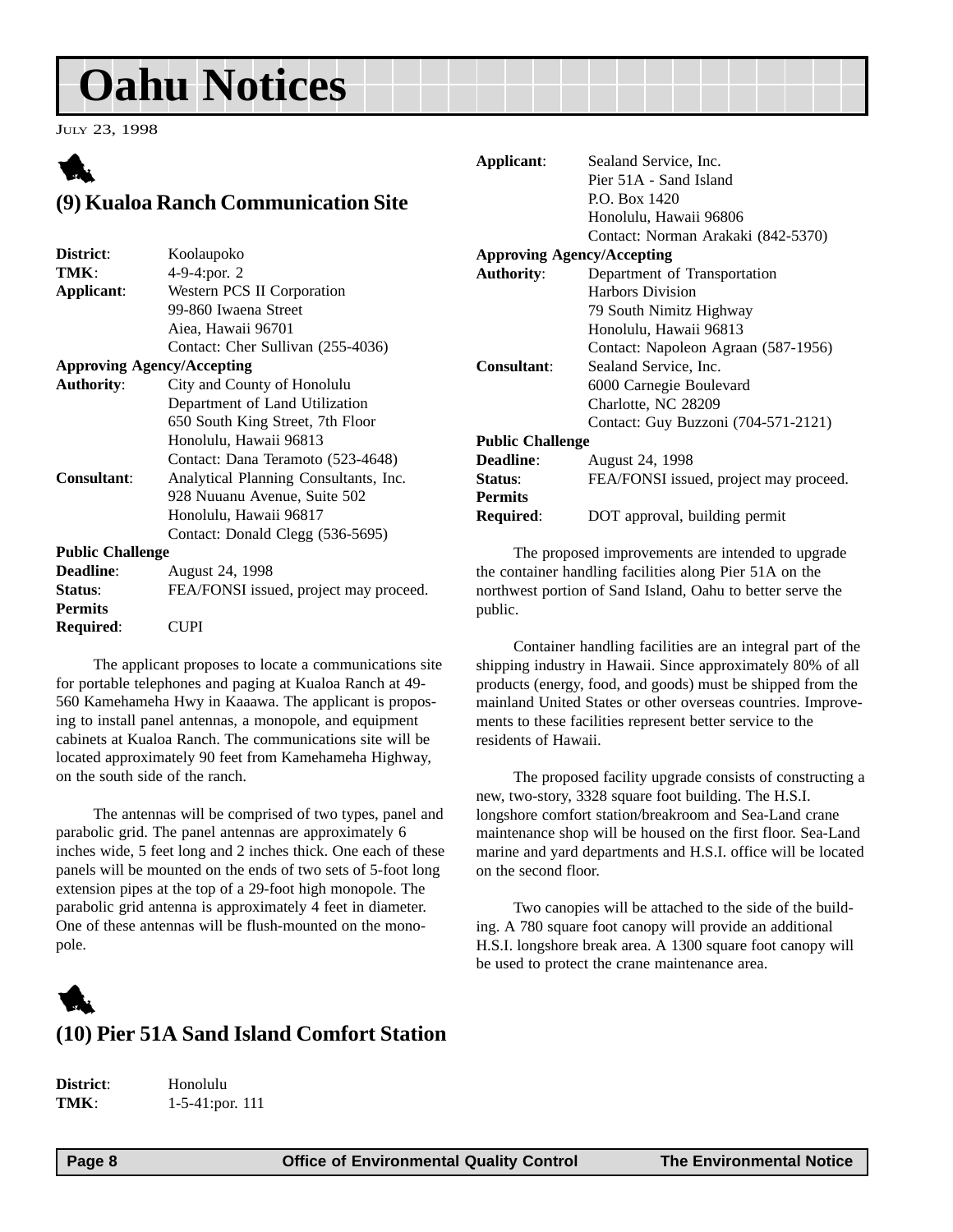# Oahu Notices

JULY 23, 1998

## (9) Kualoa Ranch Communication Site

**District**: Koolaupoko
**TMK**: 4-9-4:por. 2
**Applicant**: Western PCS II Corporation
99-860 Iwaena Street
Aiea, Hawaii 96701
Contact: Cher Sullivan (255-4036)
**Approving Agency/Accepting Authority**: City and County of Honolulu
Department of Land Utilization
650 South King Street, 7th Floor
Honolulu, Hawaii 96813
Contact: Dana Teramoto (523-4648)
**Consultant**: Analytical Planning Consultants, Inc.
928 Nuuanu Avenue, Suite 502
Honolulu, Hawaii 96817
Contact: Donald Clegg (536-5695)
**Public Challenge Deadline**: August 24, 1998
**Status**: FEA/FONSI issued, project may proceed.
**Permits Required**: CUPI

The applicant proposes to locate a communications site for portable telephones and paging at Kualoa Ranch at 49-560 Kamehameha Hwy in Kaaawa. The applicant is proposing to install panel antennas, a monopole, and equipment cabinets at Kualoa Ranch. The communications site will be located approximately 90 feet from Kamehameha Highway, on the south side of the ranch.

The antennas will be comprised of two types, panel and parabolic grid. The panel antennas are approximately 6 inches wide, 5 feet long and 2 inches thick. One each of these panels will be mounted on the ends of two sets of 5-foot long extension pipes at the top of a 29-foot high monopole. The parabolic grid antenna is approximately 4 feet in diameter. One of these antennas will be flush-mounted on the monopole.

## (10) Pier 51A Sand Island Comfort Station

**District**: Honolulu
**TMK**: 1-5-41:por. 111
**Applicant**: Sealand Service, Inc.
Pier 51A - Sand Island
P.O. Box 1420
Honolulu, Hawaii 96806
Contact: Norman Arakaki (842-5370)
**Approving Agency/Accepting Authority**: Department of Transportation
Harbors Division
79 South Nimitz Highway
Honolulu, Hawaii 96813
Contact: Napoleon Agraan (587-1956)
**Consultant**: Sealand Service, Inc.
6000 Carnegie Boulevard
Charlotte, NC 28209
Contact: Guy Buzzoni (704-571-2121)
**Public Challenge Deadline**: August 24, 1998
**Status**: FEA/FONSI issued, project may proceed.
**Permits Required**: DOT approval, building permit

The proposed improvements are intended to upgrade the container handling facilities along Pier 51A on the northwest portion of Sand Island, Oahu to better serve the public.

Container handling facilities are an integral part of the shipping industry in Hawaii. Since approximately 80% of all products (energy, food, and goods) must be shipped from the mainland United States or other overseas countries. Improvements to these facilities represent better service to the residents of Hawaii.

The proposed facility upgrade consists of constructing a new, two-story, 3328 square foot building. The H.S.I. longshore comfort station/breakroom and Sea-Land crane maintenance shop will be housed on the first floor. Sea-Land marine and yard departments and H.S.I. office will be located on the second floor.

Two canopies will be attached to the side of the building. A 780 square foot canopy will provide an additional H.S.I. longshore break area. A 1300 square foot canopy will be used to protect the crane maintenance area.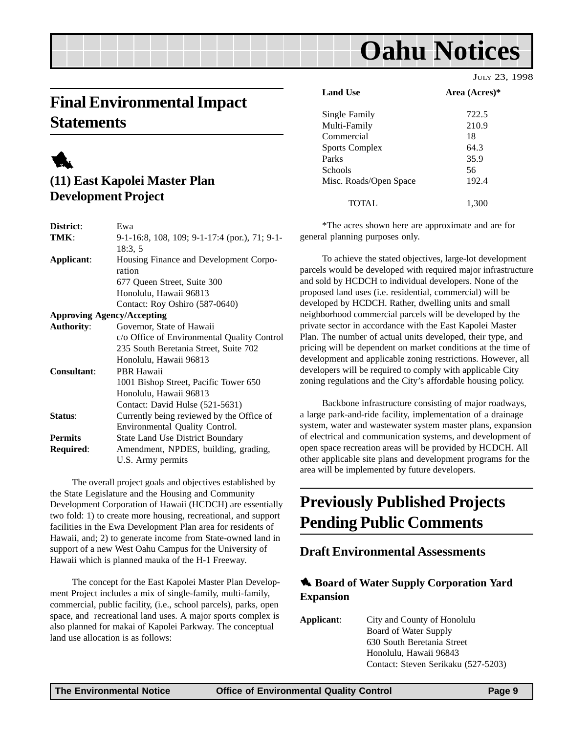# Final Environmental Impact Statements

## (11) East Kapolei Master Plan Development Project

| | |
|---|---|
| **District**: | Ewa |
| **TMK**: | 9-1-16:8, 108, 109; 9-1-17:4 (por.), 71; 9-1-18:3, 5 |
| **Applicant**: | Housing Finance and Development Corporation<br>677 Queen Street, Suite 300<br>Honolulu, Hawaii 96813<br>Contact: Roy Oshiro (587-0640) |
| **Approving Agency/Accepting Authority**: | Governor, State of Hawaii<br>c/o Office of Environmental Quality Control<br>235 South Beretania Street, Suite 702<br>Honolulu, Hawaii 96813 |
| **Consultant**: | PBR Hawaii<br>1001 Bishop Street, Pacific Tower 650<br>Honolulu, Hawaii 96813<br>Contact: David Hulse (521-5631) |
| **Status**: | Currently being reviewed by the Office of Environmental Quality Control. |
| **Permits Required**: | State Land Use District Boundary Amendment, NPDES, building, grading, U.S. Army permits |

The overall project goals and objectives established by the State Legislature and the Housing and Community Development Corporation of Hawaii (HCDCH) are essentially two fold: 1) to create more housing, recreational, and support facilities in the Ewa Development Plan area for residents of Hawaii, and; 2) to generate income from State-owned land in support of a new West Oahu Campus for the University of Hawaii which is planned mauka of the H-1 Freeway.

The concept for the East Kapolei Master Plan Development Project includes a mix of single-family, multi-family, commercial, public facility, (i.e., school parcels), parks, open space, and recreational land uses. A major sports complex is also planned for makai of Kapolei Parkway. The conceptual land use allocation is as follows:

| Land Use | Area (Acres)* |
|---|---|
| Single Family | 722.5 |
| Multi-Family | 210.9 |
| Commercial | 18 |
| Sports Complex | 64.3 |
| Parks | 35.9 |
| Schools | 56 |
| Misc. Roads/Open Space | 192.4 |
| TOTAL | 1,300 |

*The acres shown here are approximate and are for general planning purposes only.

To achieve the stated objectives, large-lot development parcels would be developed with required major infrastructure and sold by HCDCH to individual developers. None of the proposed land uses (i.e. residential, commercial) will be developed by HCDCH. Rather, dwelling units and small neighborhood commercial parcels will be developed by the private sector in accordance with the East Kapolei Master Plan. The number of actual units developed, their type, and pricing will be dependent on market conditions at the time of development and applicable zoning restrictions. However, all developers will be required to comply with applicable City zoning regulations and the City's affordable housing policy.

Backbone infrastructure consisting of major roadways, a large park-and-ride facility, implementation of a drainage system, water and wastewater system master plans, expansion of electrical and communication systems, and development of open space recreation areas will be provided by HCDCH. All other applicable site plans and development programs for the area will be implemented by future developers.

# Previously Published Projects Pending Public Comments

## Draft Environmental Assessments

### Board of Water Supply Corporation Yard Expansion

| | |
|---|---|
| **Applicant**: | City and County of Honolulu<br>Board of Water Supply<br>630 South Beretania Street<br>Honolulu, Hawaii 96843<br>Contact: Steven Serikaku (527-5203) |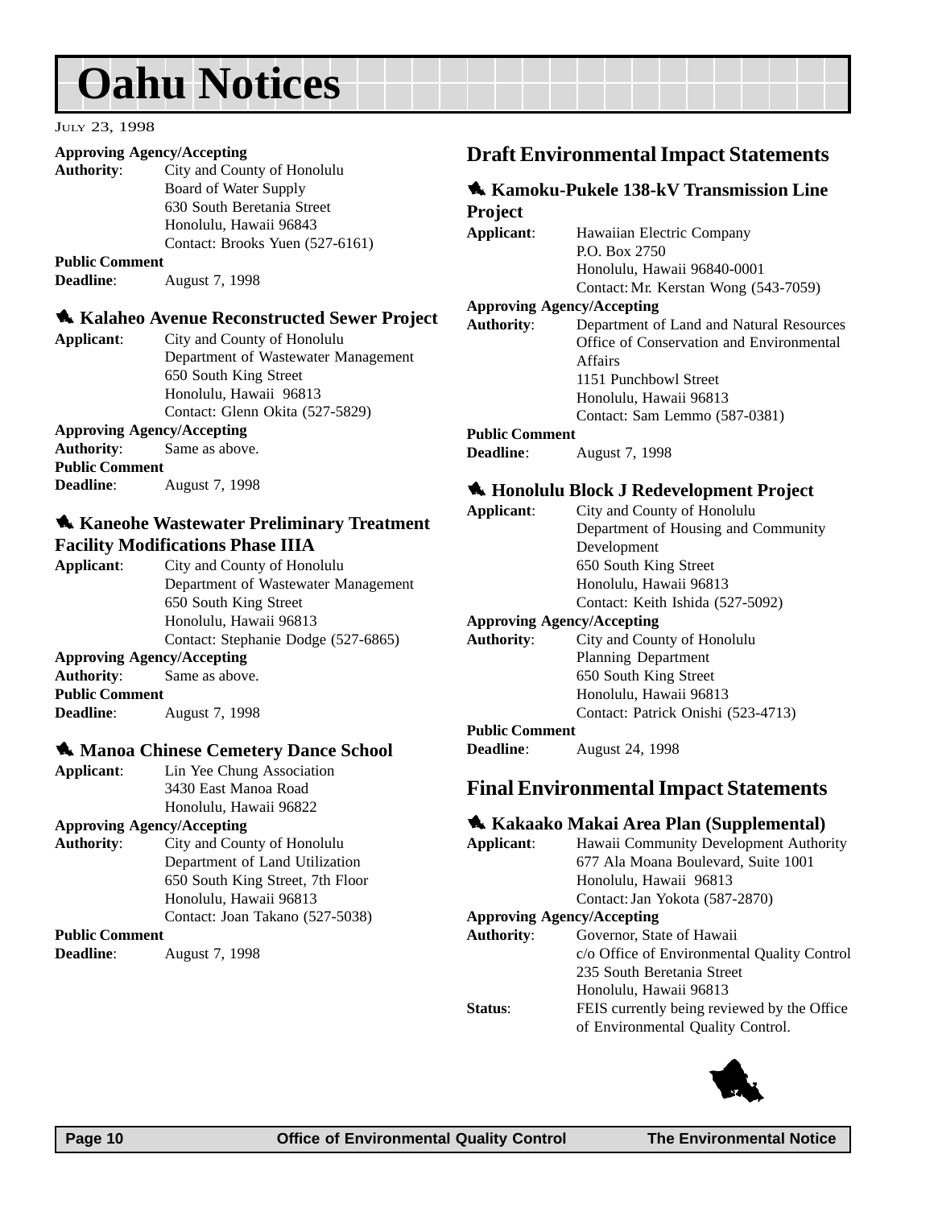# Oahu Notices

July 23, 1998

**Approving Agency/Accepting Authority**: City and County of Honolulu
Board of Water Supply
630 South Beretania Street
Honolulu, Hawaii 96843
Contact: Brooks Yuen (527-6161)

**Public Comment Deadline**: August 7, 1998

### Kalaheo Avenue Reconstructed Sewer Project

**Applicant**: City and County of Honolulu
Department of Wastewater Management
650 South King Street
Honolulu, Hawaii 96813
Contact: Glenn Okita (527-5829)

**Approving Agency/Accepting Authority**: Same as above.

**Public Comment Deadline**: August 7, 1998

### Kaneohe Wastewater Preliminary Treatment Facility Modifications Phase IIIA

**Applicant**: City and County of Honolulu
Department of Wastewater Management
650 South King Street
Honolulu, Hawaii 96813
Contact: Stephanie Dodge (527-6865)

**Approving Agency/Accepting Authority**: Same as above.

**Public Comment Deadline**: August 7, 1998

### Manoa Chinese Cemetery Dance School

**Applicant**: Lin Yee Chung Association
3430 East Manoa Road
Honolulu, Hawaii 96822

**Approving Agency/Accepting Authority**: City and County of Honolulu
Department of Land Utilization
650 South King Street, 7th Floor
Honolulu, Hawaii 96813
Contact: Joan Takano (527-5038)

**Public Comment Deadline**: August 7, 1998

## Draft Environmental Impact Statements

### Kamoku-Pukele 138-kV Transmission Line Project

**Applicant**: Hawaiian Electric Company
P.O. Box 2750
Honolulu, Hawaii 96840-0001
Contact: Mr. Kerstan Wong (543-7059)

**Approving Agency/Accepting Authority**: Department of Land and Natural Resources
Office of Conservation and Environmental Affairs
1151 Punchbowl Street
Honolulu, Hawaii 96813
Contact: Sam Lemmo (587-0381)

**Public Comment Deadline**: August 7, 1998

### Honolulu Block J Redevelopment Project

**Applicant**: City and County of Honolulu
Department of Housing and Community Development
650 South King Street
Honolulu, Hawaii 96813
Contact: Keith Ishida (527-5092)

**Approving Agency/Accepting Authority**: City and County of Honolulu
Planning Department
650 South King Street
Honolulu, Hawaii 96813
Contact: Patrick Onishi (523-4713)

**Public Comment Deadline**: August 24, 1998

## Final Environmental Impact Statements

### Kakaako Makai Area Plan (Supplemental)

**Applicant**: Hawaii Community Development Authority
677 Ala Moana Boulevard, Suite 1001
Honolulu, Hawaii 96813
Contact: Jan Yokota (587-2870)

**Approving Agency/Accepting Authority**: Governor, State of Hawaii
c/o Office of Environmental Quality Control
235 South Beretania Street
Honolulu, Hawaii 96813

**Status**: FEIS currently being reviewed by the Office of Environmental Quality Control.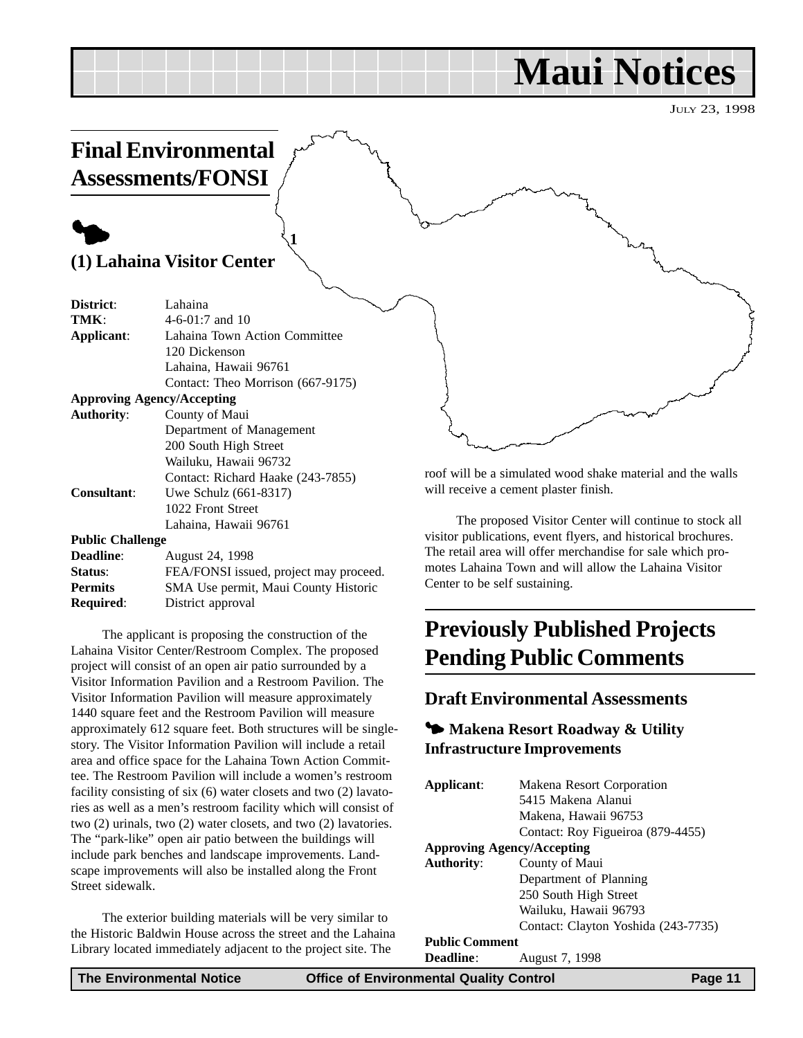# Maui Notices

JULY 23, 1998

## Final Environmental Assessments/FONSI

### (1) Lahaina Visitor Center

**District**: Lahaina
**TMK**: 4-6-01:7 and 10
**Applicant**: Lahaina Town Action Committee
120 Dickenson
Lahaina, Hawaii 96761
Contact: Theo Morrison (667-9175)
**Approving Agency/Accepting Authority**: County of Maui
Department of Management
200 South High Street
Wailuku, Hawaii 96732
Contact: Richard Haake (243-7855)
**Consultant**: Uwe Schulz (661-8317)
1022 Front Street
Lahaina, Hawaii 96761
**Public Challenge Deadline**: August 24, 1998
**Status**: FEA/FONSI issued, project may proceed.
**Permits Required**: SMA Use permit, Maui County Historic District approval

The applicant is proposing the construction of the Lahaina Visitor Center/Restroom Complex. The proposed project will consist of an open air patio surrounded by a Visitor Information Pavilion and a Restroom Pavilion. The Visitor Information Pavilion will measure approximately 1440 square feet and the Restroom Pavilion will measure approximately 612 square feet. Both structures will be single-story. The Visitor Information Pavilion will include a retail area and office space for the Lahaina Town Action Committee. The Restroom Pavilion will include a women's restroom facility consisting of six (6) water closets and two (2) lavatories as well as a men's restroom facility which will consist of two (2) urinals, two (2) water closets, and two (2) lavatories. The "park-like" open air patio between the buildings will include park benches and landscape improvements. Landscape improvements will also be installed along the Front Street sidewalk.

The exterior building materials will be very similar to the Historic Baldwin House across the street and the Lahaina Library located immediately adjacent to the project site. The roof will be a simulated wood shake material and the walls will receive a cement plaster finish.

The proposed Visitor Center will continue to stock all visitor publications, event flyers, and historical brochures. The retail area will offer merchandise for sale which promotes Lahaina Town and will allow the Lahaina Visitor Center to be self sustaining.

## Previously Published Projects Pending Public Comments

### Draft Environmental Assessments

#### Makena Resort Roadway & Utility Infrastructure Improvements

**Applicant**: Makena Resort Corporation
5415 Makena Alanui
Makena, Hawaii 96753
Contact: Roy Figueiroa (879-4455)
**Approving Agency/Accepting Authority**: County of Maui
Department of Planning
250 South High Street
Wailuku, Hawaii 96793
Contact: Clayton Yoshida (243-7735)
**Public Comment Deadline**: August 7, 1998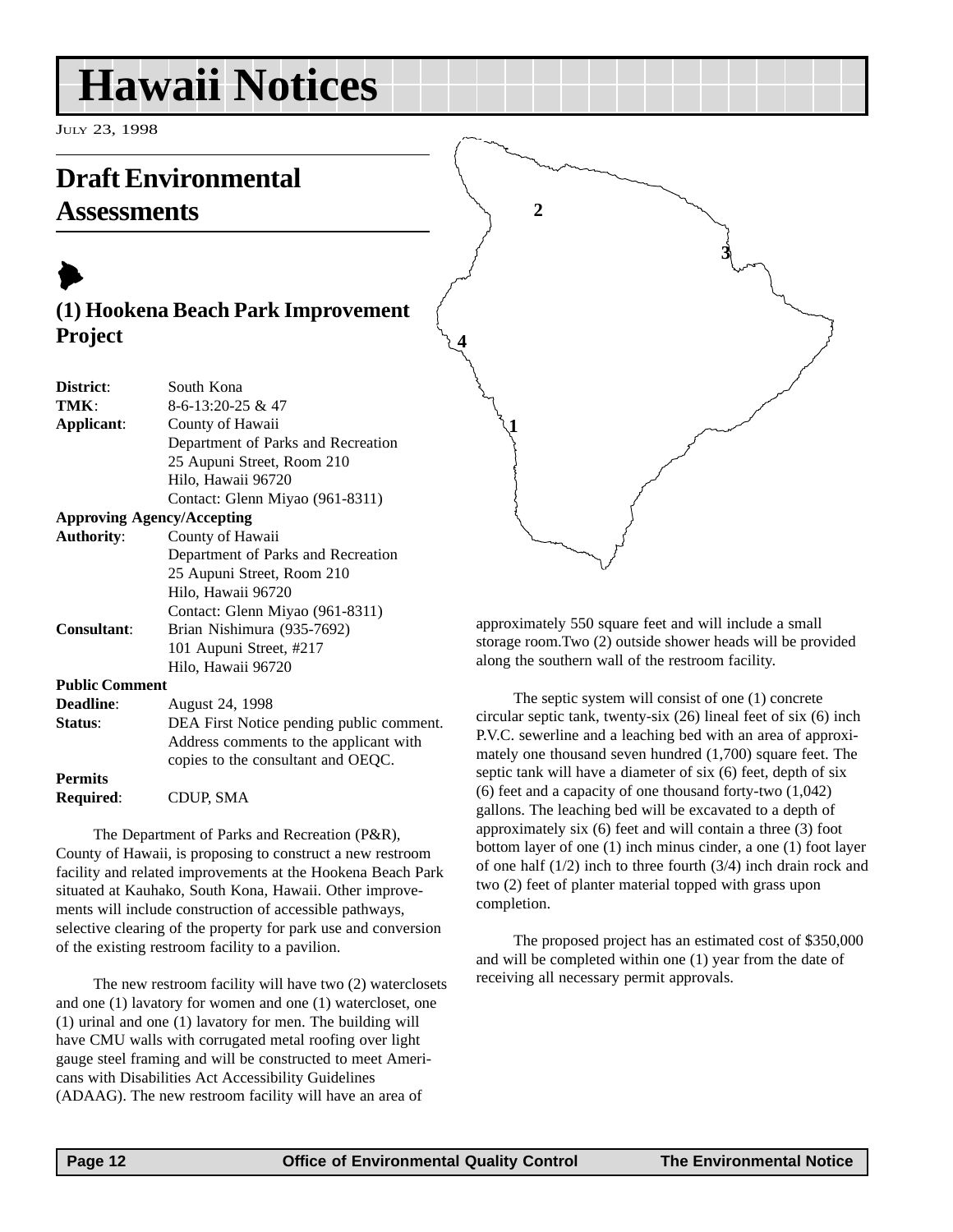# Hawaii Notices

JULY 23, 1998

## Draft Environmental Assessments

### (1) Hookena Beach Park Improvement Project

**District**: South Kona
**TMK**: 8-6-13:20-25 & 47
**Applicant**: County of Hawaii
Department of Parks and Recreation
25 Aupuni Street, Room 210
Hilo, Hawaii 96720
Contact: Glenn Miyao (961-8311)

**Approving Agency/Accepting Authority**: County of Hawaii
Department of Parks and Recreation
25 Aupuni Street, Room 210
Hilo, Hawaii 96720
Contact: Glenn Miyao (961-8311)

**Consultant**: Brian Nishimura (935-7692)
101 Aupuni Street, #217
Hilo, Hawaii 96720

**Public Comment Deadline**: August 24, 1998

**Status**: DEA First Notice pending public comment. Address comments to the applicant with copies to the consultant and OEQC.

**Permits Required**: CDUP, SMA

The Department of Parks and Recreation (P&R), County of Hawaii, is proposing to construct a new restroom facility and related improvements at the Hookena Beach Park situated at Kauhako, South Kona, Hawaii. Other improvements will include construction of accessible pathways, selective clearing of the property for park use and conversion of the existing restroom facility to a pavilion.

The new restroom facility will have two (2) waterclosets and one (1) lavatory for women and one (1) watercloset, one (1) urinal and one (1) lavatory for men. The building will have CMU walls with corrugated metal roofing over light gauge steel framing and will be constructed to meet Americans with Disabilities Act Accessibility Guidelines (ADAAG). The new restroom facility will have an area of approximately 550 square feet and will include a small storage room.Two (2) outside shower heads will be provided along the southern wall of the restroom facility.

The septic system will consist of one (1) concrete circular septic tank, twenty-six (26) lineal feet of six (6) inch P.V.C. sewerline and a leaching bed with an area of approximately one thousand seven hundred (1,700) square feet. The septic tank will have a diameter of six (6) feet, depth of six (6) feet and a capacity of one thousand forty-two (1,042) gallons. The leaching bed will be excavated to a depth of approximately six (6) feet and will contain a three (3) foot bottom layer of one (1) inch minus cinder, a one (1) foot layer of one half (1/2) inch to three fourth (3/4) inch drain rock and two (2) feet of planter material topped with grass upon completion.

The proposed project has an estimated cost of $350,000 and will be completed within one (1) year from the date of receiving all necessary permit approvals.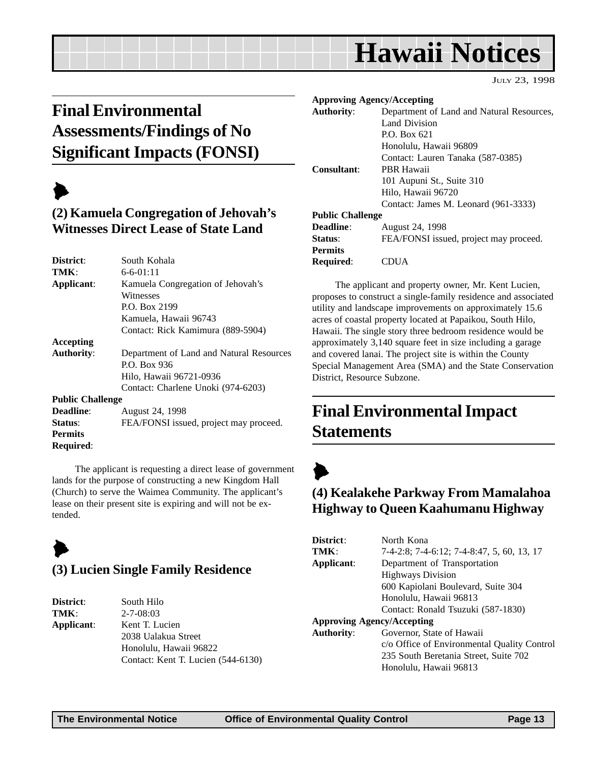# Final Environmental Assessments/Findings of No Significant Impacts (FONSI)

### (2) Kamuela Congregation of Jehovah's Witnesses Direct Lease of State Land

**District**: South Kohala
**TMK**: 6-6-01:11
**Applicant**: Kamuela Congregation of Jehovah's Witnesses
P.O. Box 2199
Kamuela, Hawaii 96743
Contact: Rick Kamimura (889-5904)

**Accepting Authority**: Department of Land and Natural Resources
P.O. Box 936
Hilo, Hawaii 96721-0936
Contact: Charlene Unoki (974-6203)

**Public Challenge Deadline**: August 24, 1998
**Status**: FEA/FONSI issued, project may proceed.
**Permits Required**:

The applicant is requesting a direct lease of government lands for the purpose of constructing a new Kingdom Hall (Church) to serve the Waimea Community. The applicant's lease on their present site is expiring and will not be extended.

### (3) Lucien Single Family Residence

**District**: South Hilo
**TMK**: 2-7-08:03
**Applicant**: Kent T. Lucien
2038 Ualakua Street
Honolulu, Hawaii 96822
Contact: Kent T. Lucien (544-6130)

**Approving Agency/Accepting Authority**: Department of Land and Natural Resources, Land Division
P.O. Box 621
Honolulu, Hawaii 96809
Contact: Lauren Tanaka (587-0385)

**Consultant**: PBR Hawaii
101 Aupuni St., Suite 310
Hilo, Hawaii 96720
Contact: James M. Leonard (961-3333)

**Public Challenge Deadline**: August 24, 1998
**Status**: FEA/FONSI issued, project may proceed.
**Permits Required**: CDUA

The applicant and property owner, Mr. Kent Lucien, proposes to construct a single-family residence and associated utility and landscape improvements on approximately 15.6 acres of coastal property located at Papaikou, South Hilo, Hawaii. The single story three bedroom residence would be approximately 3,140 square feet in size including a garage and covered lanai. The project site is within the County Special Management Area (SMA) and the State Conservation District, Resource Subzone.

# Final Environmental Impact Statements

### (4) Kealakehe Parkway From Mamalahoa Highway to Queen Kaahumanu Highway

**District**: North Kona
**TMK**: 7-4-2:8; 7-4-6:12; 7-4-8:47, 5, 60, 13, 17
**Applicant**: Department of Transportation
Highways Division
600 Kapiolani Boulevard, Suite 304
Honolulu, Hawaii 96813
Contact: Ronald Tsuzuki (587-1830)

**Approving Agency/Accepting Authority**: Governor, State of Hawaii
c/o Office of Environmental Quality Control
235 South Beretania Street, Suite 702
Honolulu, Hawaii 96813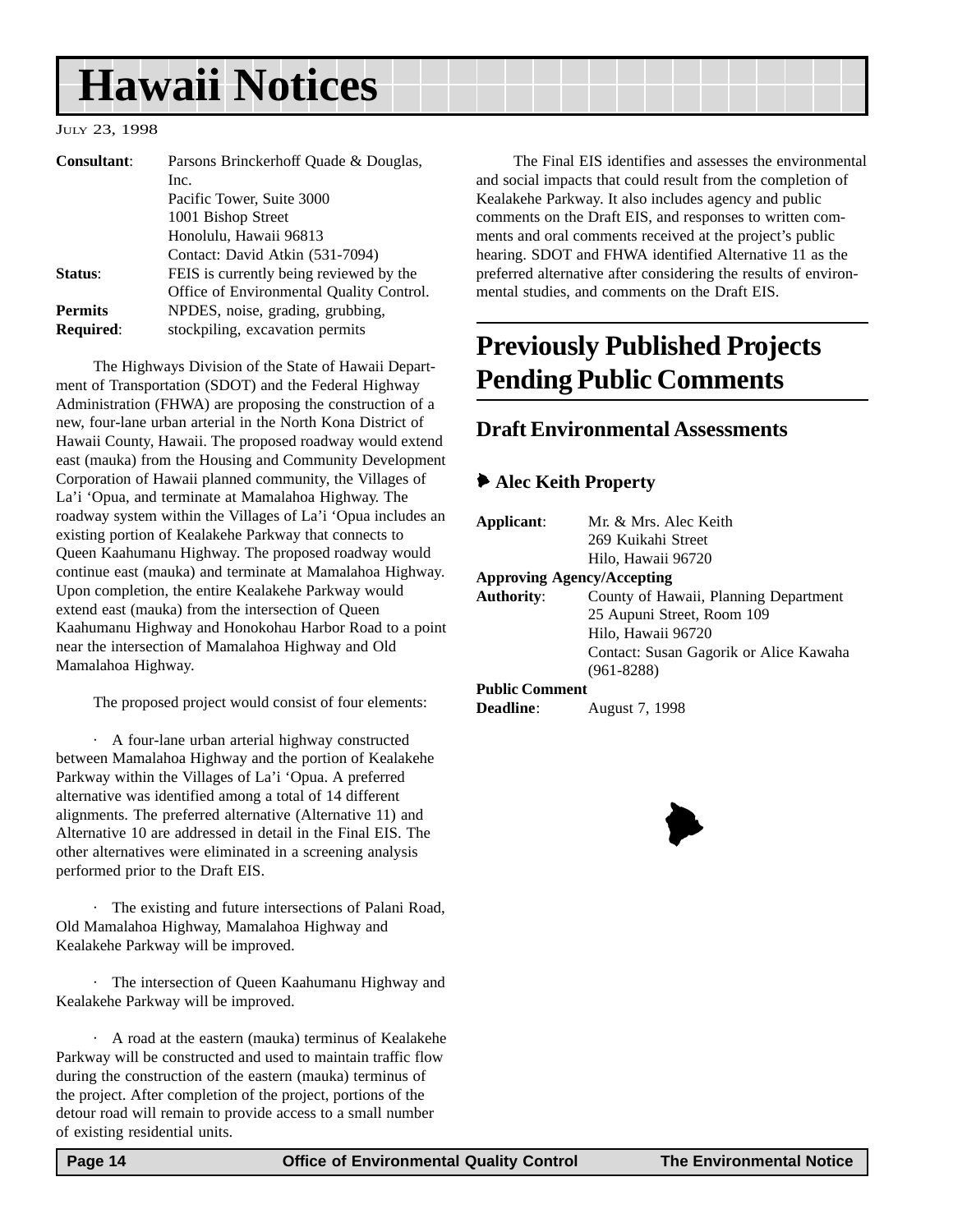| | |
|---|---|
| **Consultant**: | Parsons Brinckerhoff Quade & Douglas, Inc.<br>Pacific Tower, Suite 3000<br>1001 Bishop Street<br>Honolulu, Hawaii 96813<br>Contact: David Atkin (531-7094) |
| **Status**: | FEIS is currently being reviewed by the Office of Environmental Quality Control. |
| **Permits Required**: | NPDES, noise, grading, grubbing, stockpiling, excavation permits |

The Highways Division of the State of Hawaii Department of Transportation (SDOT) and the Federal Highway Administration (FHWA) are proposing the construction of a new, four-lane urban arterial in the North Kona District of Hawaii County, Hawaii. The proposed roadway would extend east (mauka) from the Housing and Community Development Corporation of Hawaii planned community, the Villages of La'i 'Opua, and terminate at Mamalahoa Highway. The roadway system within the Villages of La'i 'Opua includes an existing portion of Kealakehe Parkway that connects to Queen Kaahumanu Highway. The proposed roadway would continue east (mauka) and terminate at Mamalahoa Highway. Upon completion, the entire Kealakehe Parkway would extend east (mauka) from the intersection of Queen Kaahumanu Highway and Honokohau Harbor Road to a point near the intersection of Mamalahoa Highway and Old Mamalahoa Highway.

The proposed project would consist of four elements:

- A four-lane urban arterial highway constructed between Mamalahoa Highway and the portion of Kealakehe Parkway within the Villages of La'i 'Opua. A preferred alternative was identified among a total of 14 different alignments. The preferred alternative (Alternative 11) and Alternative 10 are addressed in detail in the Final EIS. The other alternatives were eliminated in a screening analysis performed prior to the Draft EIS.

- The existing and future intersections of Palani Road, Old Mamalahoa Highway, Mamalahoa Highway and Kealakehe Parkway will be improved.

- The intersection of Queen Kaahumanu Highway and Kealakehe Parkway will be improved.

- A road at the eastern (mauka) terminus of Kealakehe Parkway will be constructed and used to maintain traffic flow during the construction of the eastern (mauka) terminus of the project. After completion of the project, portions of the detour road will remain to provide access to a small number of existing residential units.

The Final EIS identifies and assesses the environmental and social impacts that could result from the completion of Kealakehe Parkway. It also includes agency and public comments on the Draft EIS, and responses to written comments and oral comments received at the project's public hearing. SDOT and FHWA identified Alternative 11 as the preferred alternative after considering the results of environmental studies, and comments on the Draft EIS.

# Previously Published Projects Pending Public Comments

## Draft Environmental Assessments

### Alec Keith Property

| | |
|---|---|
| **Applicant**: | Mr. & Mrs. Alec Keith<br>269 Kuikahi Street<br>Hilo, Hawaii 96720 |
| **Approving Agency/Accepting Authority**: | County of Hawaii, Planning Department<br>25 Aupuni Street, Room 109<br>Hilo, Hawaii 96720<br>Contact: Susan Gagorik or Alice Kawaha (961-8288) |
| **Public Comment Deadline**: | August 7, 1998 |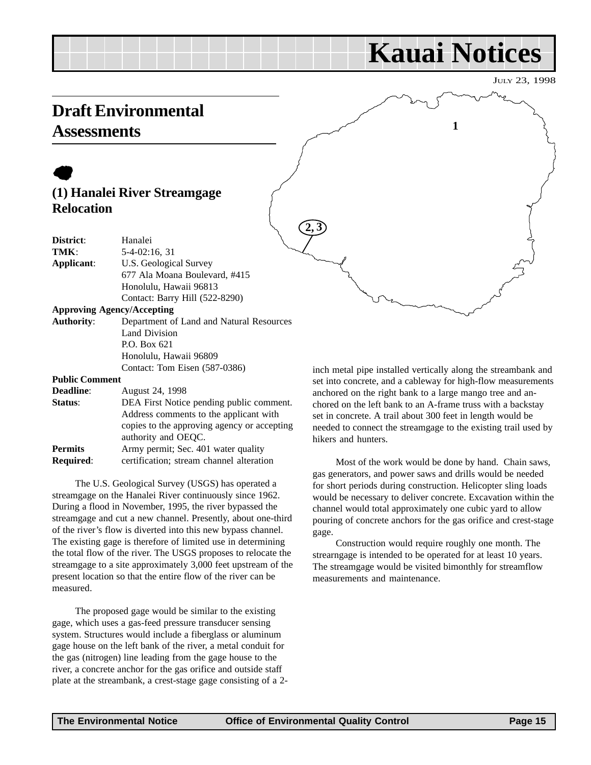# Kauai Notices

JULY 23, 1998

## Draft Environmental Assessments

### (1) Hanalei River Streamgage Relocation

**District**: Hanalei
**TMK**: 5-4-02:16, 31
**Applicant**: U.S. Geological Survey
677 Ala Moana Boulevard, #415
Honolulu, Hawaii 96813
Contact: Barry Hill (522-8290)

**Approving Agency/Accepting Authority**: Department of Land and Natural Resources
Land Division
P.O. Box 621
Honolulu, Hawaii 96809
Contact: Tom Eisen (587-0386)

**Public Comment Deadline**: August 24, 1998
**Status**: DEA First Notice pending public comment. Address comments to the applicant with copies to the approving agency or accepting authority and OEQC.
**Permits Required**: Army permit; Sec. 401 water quality certification; stream channel alteration

The U.S. Geological Survey (USGS) has operated a streamgage on the Hanalei River continuously since 1962. During a flood in November, 1995, the river bypassed the streamgage and cut a new channel. Presently, about one-third of the river's flow is diverted into this new bypass channel. The existing gage is therefore of limited use in determining the total flow of the river. The USGS proposes to relocate the streamgage to a site approximately 3,000 feet upstream of the present location so that the entire flow of the river can be measured.

The proposed gage would be similar to the existing gage, which uses a gas-feed pressure transducer sensing system. Structures would include a fiberglass or aluminum gage house on the left bank of the river, a metal conduit for the gas (nitrogen) line leading from the gage house to the river, a concrete anchor for the gas orifice and outside staff plate at the streambank, a crest-stage gage consisting of a 2-inch metal pipe installed vertically along the streambank and set into concrete, and a cableway for high-flow measurements anchored on the right bank to a large mango tree and anchored on the left bank to an A-frame truss with a backstay set in concrete. A trail about 300 feet in length would be needed to connect the streamgage to the existing trail used by hikers and hunters.

Most of the work would be done by hand. Chain saws, gas generators, and power saws and drills would be needed for short periods during construction. Helicopter sling loads would be necessary to deliver concrete. Excavation within the channel would total approximately one cubic yard to allow pouring of concrete anchors for the gas orifice and crest-stage gage.

Construction would require roughly one month. The strearngage is intended to be operated for at least 10 years. The streamgage would be visited bimonthly for streamflow measurements and maintenance.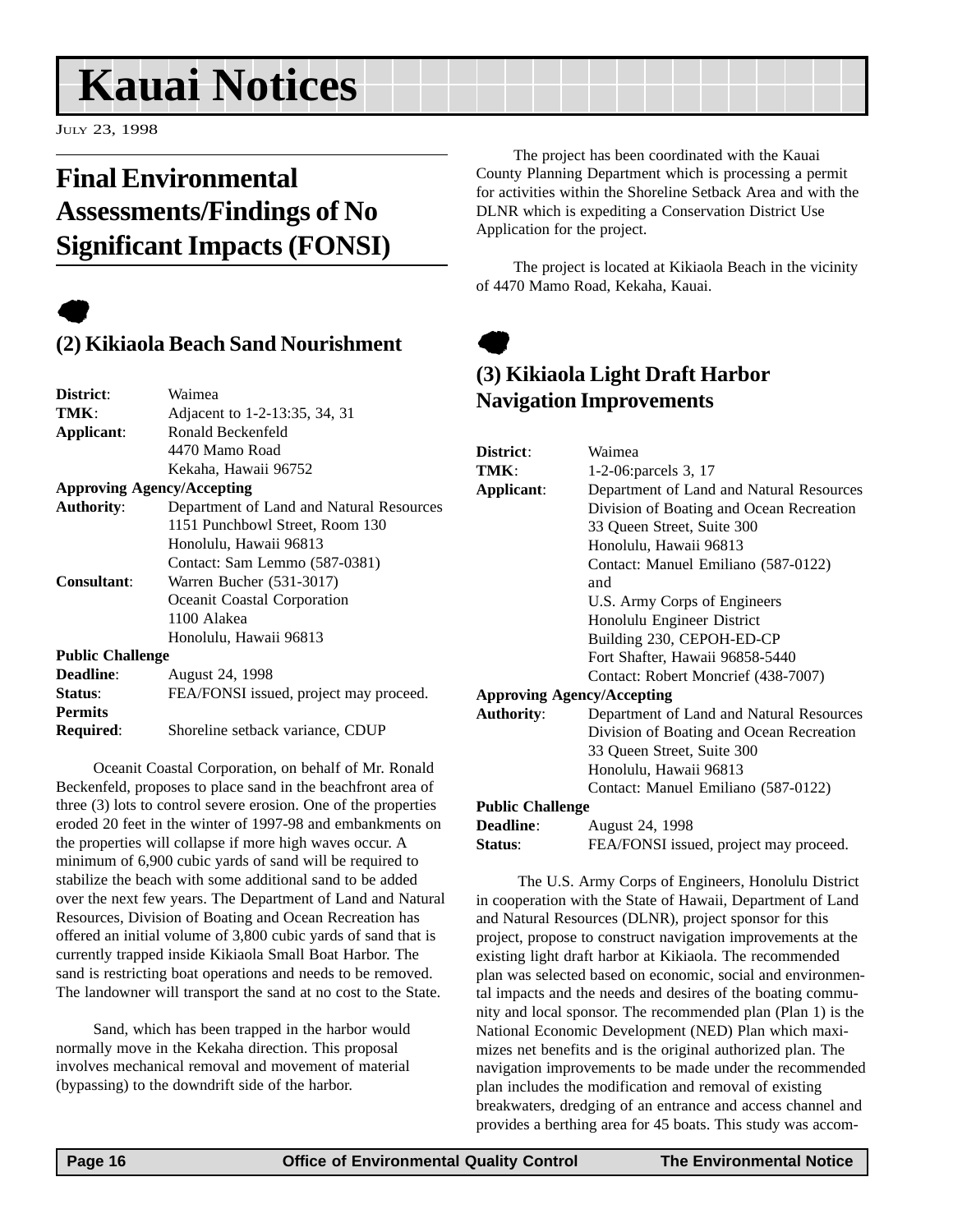# Kauai Notices

JULY 23, 1998

## Final Environmental Assessments/Findings of No Significant Impacts (FONSI)

### (2) Kikiaola Beach Sand Nourishment

| | |
|---|---|
| **District**: | Waimea |
| **TMK**: | Adjacent to 1-2-13:35, 34, 31 |
| **Applicant**: | Ronald Beckenfeld<br>4470 Mamo Road<br>Kekaha, Hawaii 96752 |
| **Approving Agency/Accepting Authority**: | Department of Land and Natural Resources<br>1151 Punchbowl Street, Room 130<br>Honolulu, Hawaii 96813<br>Contact: Sam Lemmo (587-0381) |
| **Consultant**: | Warren Bucher (531-3017)<br>Oceanit Coastal Corporation<br>1100 Alakea<br>Honolulu, Hawaii 96813 |
| **Public Challenge Deadline**: | August 24, 1998 |
| **Status**: | FEA/FONSI issued, project may proceed. |
| **Permits Required**: | Shoreline setback variance, CDUP |

Oceanit Coastal Corporation, on behalf of Mr. Ronald Beckenfeld, proposes to place sand in the beachfront area of three (3) lots to control severe erosion. One of the properties eroded 20 feet in the winter of 1997-98 and embankments on the properties will collapse if more high waves occur. A minimum of 6,900 cubic yards of sand will be required to stabilize the beach with some additional sand to be added over the next few years. The Department of Land and Natural Resources, Division of Boating and Ocean Recreation has offered an initial volume of 3,800 cubic yards of sand that is currently trapped inside Kikiaola Small Boat Harbor. The sand is restricting boat operations and needs to be removed. The landowner will transport the sand at no cost to the State.

Sand, which has been trapped in the harbor would normally move in the Kekaha direction. This proposal involves mechanical removal and movement of material (bypassing) to the downdrift side of the harbor.

The project has been coordinated with the Kauai County Planning Department which is processing a permit for activities within the Shoreline Setback Area and with the DLNR which is expediting a Conservation District Use Application for the project.

The project is located at Kikiaola Beach in the vicinity of 4470 Mamo Road, Kekaha, Kauai.

### (3) Kikiaola Light Draft Harbor Navigation Improvements

| | |
|---|---|
| **District**: | Waimea |
| **TMK**: | 1-2-06:parcels 3, 17 |
| **Applicant**: | Department of Land and Natural Resources<br>Division of Boating and Ocean Recreation<br>33 Queen Street, Suite 300<br>Honolulu, Hawaii 96813<br>Contact: Manuel Emiliano (587-0122)<br>and<br>U.S. Army Corps of Engineers<br>Honolulu Engineer District<br>Building 230, CEPOH-ED-CP<br>Fort Shafter, Hawaii 96858-5440<br>Contact: Robert Moncrief (438-7007) |
| **Approving Agency/Accepting Authority**: | Department of Land and Natural Resources<br>Division of Boating and Ocean Recreation<br>33 Queen Street, Suite 300<br>Honolulu, Hawaii 96813<br>Contact: Manuel Emiliano (587-0122) |
| **Public Challenge Deadline**: | August 24, 1998 |
| **Status**: | FEA/FONSI issued, project may proceed. |

The U.S. Army Corps of Engineers, Honolulu District in cooperation with the State of Hawaii, Department of Land and Natural Resources (DLNR), project sponsor for this project, propose to construct navigation improvements at the existing light draft harbor at Kikiaola. The recommended plan was selected based on economic, social and environmental impacts and the needs and desires of the boating community and local sponsor. The recommended plan (Plan 1) is the National Economic Development (NED) Plan which maximizes net benefits and is the original authorized plan. The navigation improvements to be made under the recommended plan includes the modification and removal of existing breakwaters, dredging of an entrance and access channel and provides a berthing area for 45 boats. This study was accom-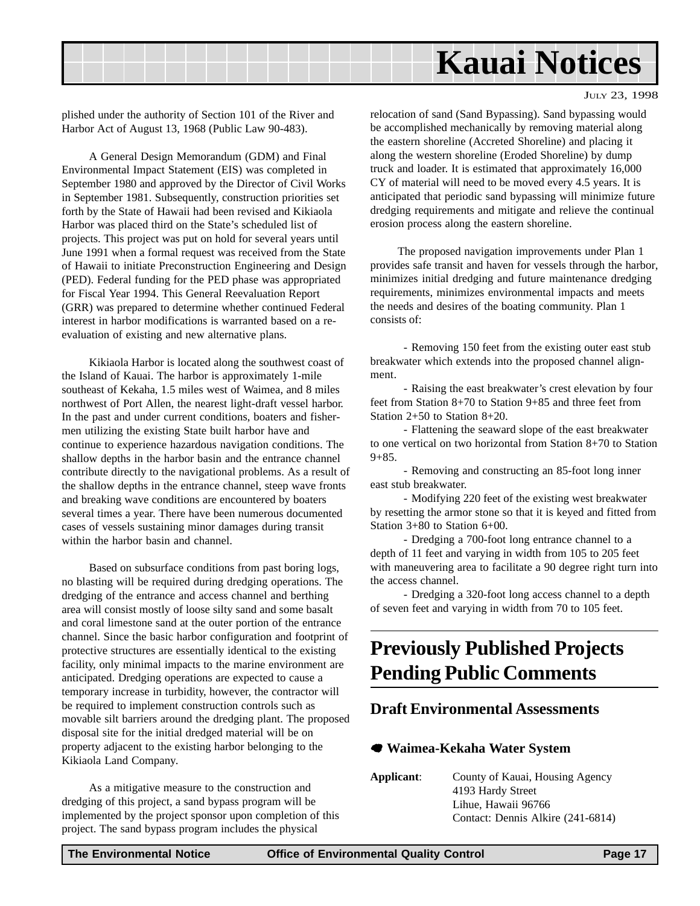plished under the authority of Section 101 of the River and Harbor Act of August 13, 1968 (Public Law 90-483).

A General Design Memorandum (GDM) and Final Environmental Impact Statement (EIS) was completed in September 1980 and approved by the Director of Civil Works in September 1981. Subsequently, construction priorities set forth by the State of Hawaii had been revised and Kikiaola Harbor was placed third on the State's scheduled list of projects. This project was put on hold for several years until June 1991 when a formal request was received from the State of Hawaii to initiate Preconstruction Engineering and Design (PED). Federal funding for the PED phase was appropriated for Fiscal Year 1994. This General Reevaluation Report (GRR) was prepared to determine whether continued Federal interest in harbor modifications is warranted based on a re-evaluation of existing and new alternative plans.

Kikiaola Harbor is located along the southwest coast of the Island of Kauai. The harbor is approximately 1-mile southeast of Kekaha, 1.5 miles west of Waimea, and 8 miles northwest of Port Allen, the nearest light-draft vessel harbor. In the past and under current conditions, boaters and fishermen utilizing the existing State built harbor have and continue to experience hazardous navigation conditions. The shallow depths in the harbor basin and the entrance channel contribute directly to the navigational problems. As a result of the shallow depths in the entrance channel, steep wave fronts and breaking wave conditions are encountered by boaters several times a year. There have been numerous documented cases of vessels sustaining minor damages during transit within the harbor basin and channel.

Based on subsurface conditions from past boring logs, no blasting will be required during dredging operations. The dredging of the entrance and access channel and berthing area will consist mostly of loose silty sand and some basalt and coral limestone sand at the outer portion of the entrance channel. Since the basic harbor configuration and footprint of protective structures are essentially identical to the existing facility, only minimal impacts to the marine environment are anticipated. Dredging operations are expected to cause a temporary increase in turbidity, however, the contractor will be required to implement construction controls such as movable silt barriers around the dredging plant. The proposed disposal site for the initial dredged material will be on property adjacent to the existing harbor belonging to the Kikiaola Land Company.

As a mitigative measure to the construction and dredging of this project, a sand bypass program will be implemented by the project sponsor upon completion of this project. The sand bypass program includes the physical relocation of sand (Sand Bypassing). Sand bypassing would be accomplished mechanically by removing material along the eastern shoreline (Accreted Shoreline) and placing it along the western shoreline (Eroded Shoreline) by dump truck and loader. It is estimated that approximately 16,000 CY of material will need to be moved every 4.5 years. It is anticipated that periodic sand bypassing will minimize future dredging requirements and mitigate and relieve the continual erosion process along the eastern shoreline.

The proposed navigation improvements under Plan 1 provides safe transit and haven for vessels through the harbor, minimizes initial dredging and future maintenance dredging requirements, minimizes environmental impacts and meets the needs and desires of the boating community. Plan 1 consists of:

- Removing 150 feet from the existing outer east stub breakwater which extends into the proposed channel alignment.
- Raising the east breakwater's crest elevation by four feet from Station 8+70 to Station 9+85 and three feet from Station 2+50 to Station 8+20.
- Flattening the seaward slope of the east breakwater to one vertical on two horizontal from Station 8+70 to Station 9+85.
- Removing and constructing an 85-foot long inner east stub breakwater.
- Modifying 220 feet of the existing west breakwater by resetting the armor stone so that it is keyed and fitted from Station 3+80 to Station 6+00.
- Dredging a 700-foot long entrance channel to a depth of 11 feet and varying in width from 105 to 205 feet with maneuvering area to facilitate a 90 degree right turn into the access channel.
- Dredging a 320-foot long access channel to a depth of seven feet and varying in width from 70 to 105 feet.

# Previously Published Projects Pending Public Comments

## Draft Environmental Assessments

### Waimea-Kekaha Water System

**Applicant**: County of Kauai, Housing Agency
4193 Hardy Street
Lihue, Hawaii 96766
Contact: Dennis Alkire (241-6814)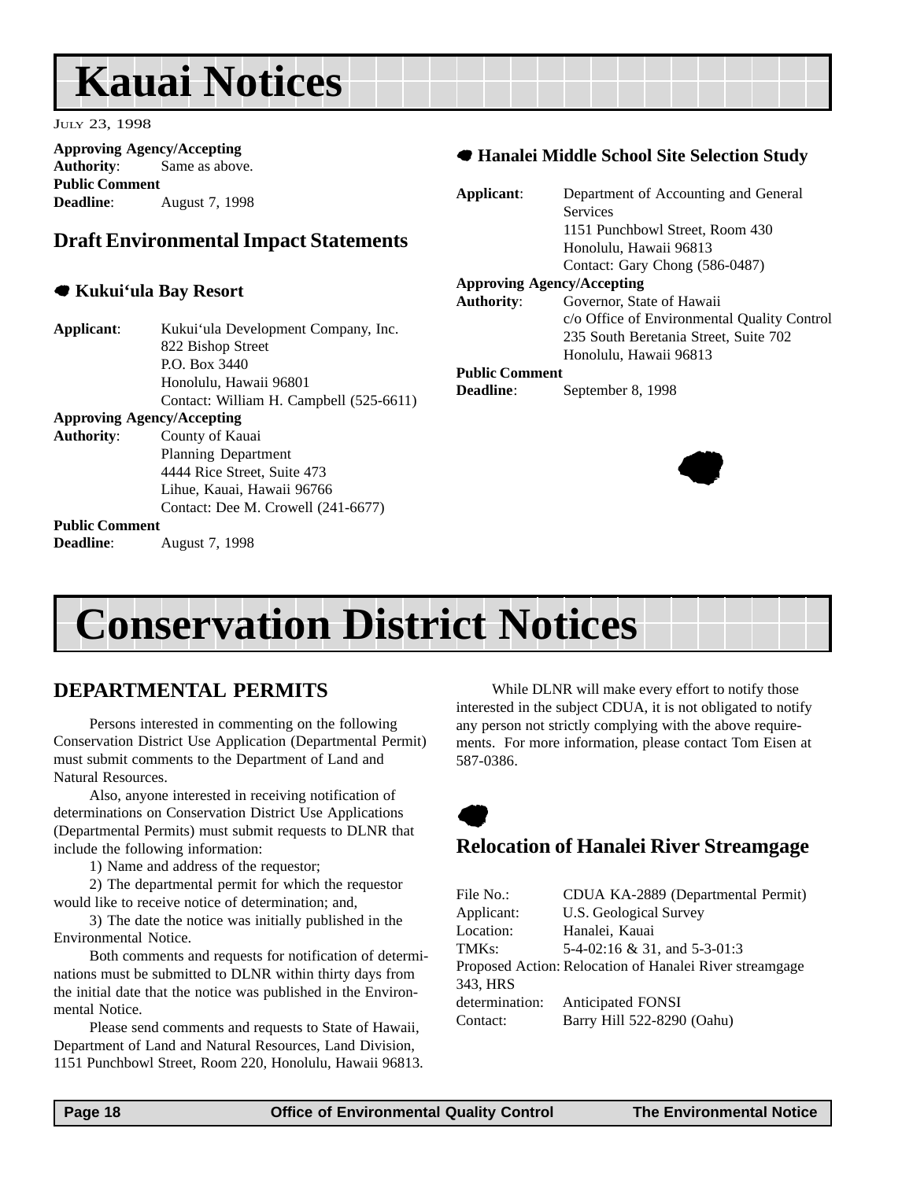# Kauai Notices

July 23, 1998

**Approving Agency/Accepting Authority**: Same as above.
**Public Comment Deadline**: August 7, 1998

## Draft Environmental Impact Statements

### Kukui‘ula Bay Resort

**Applicant**: Kukui‘ula Development Company, Inc.
822 Bishop Street
P.O. Box 3440
Honolulu, Hawaii 96801
Contact: William H. Campbell (525-6611)

**Approving Agency/Accepting Authority**: County of Kauai
Planning Department
4444 Rice Street, Suite 473
Lihue, Kauai, Hawaii 96766
Contact: Dee M. Crowell (241-6677)

**Public Comment Deadline**: August 7, 1998

### Hanalei Middle School Site Selection Study

**Applicant**: Department of Accounting and General Services
1151 Punchbowl Street, Room 430
Honolulu, Hawaii 96813
Contact: Gary Chong (586-0487)

**Approving Agency/Accepting Authority**: Governor, State of Hawaii
c/o Office of Environmental Quality Control
235 South Beretania Street, Suite 702
Honolulu, Hawaii 96813

**Public Comment Deadline**: September 8, 1998

# Conservation District Notices

## DEPARTMENTAL PERMITS

Persons interested in commenting on the following Conservation District Use Application (Departmental Permit) must submit comments to the Department of Land and Natural Resources.

Also, anyone interested in receiving notification of determinations on Conservation District Use Applications (Departmental Permits) must submit requests to DLNR that include the following information:

1) Name and address of the requestor;

2) The departmental permit for which the requestor would like to receive notice of determination; and,

3) The date the notice was initially published in the Environmental Notice.

Both comments and requests for notification of determinations must be submitted to DLNR within thirty days from the initial date that the notice was published in the Environmental Notice.

Please send comments and requests to State of Hawaii, Department of Land and Natural Resources, Land Division, 1151 Punchbowl Street, Room 220, Honolulu, Hawaii 96813.

While DLNR will make every effort to notify those interested in the subject CDUA, it is not obligated to notify any person not strictly complying with the above requirements. For more information, please contact Tom Eisen at 587-0386.

### Relocation of Hanalei River Streamgage

File No.: CDUA KA-2889 (Departmental Permit)
Applicant: U.S. Geological Survey
Location: Hanalei, Kauai
TMKs: 5-4-02:16 & 31, and 5-3-01:3
Proposed Action: Relocation of Hanalei River streamgage
343, HRS determination: Anticipated FONSI
Contact: Barry Hill 522-8290 (Oahu)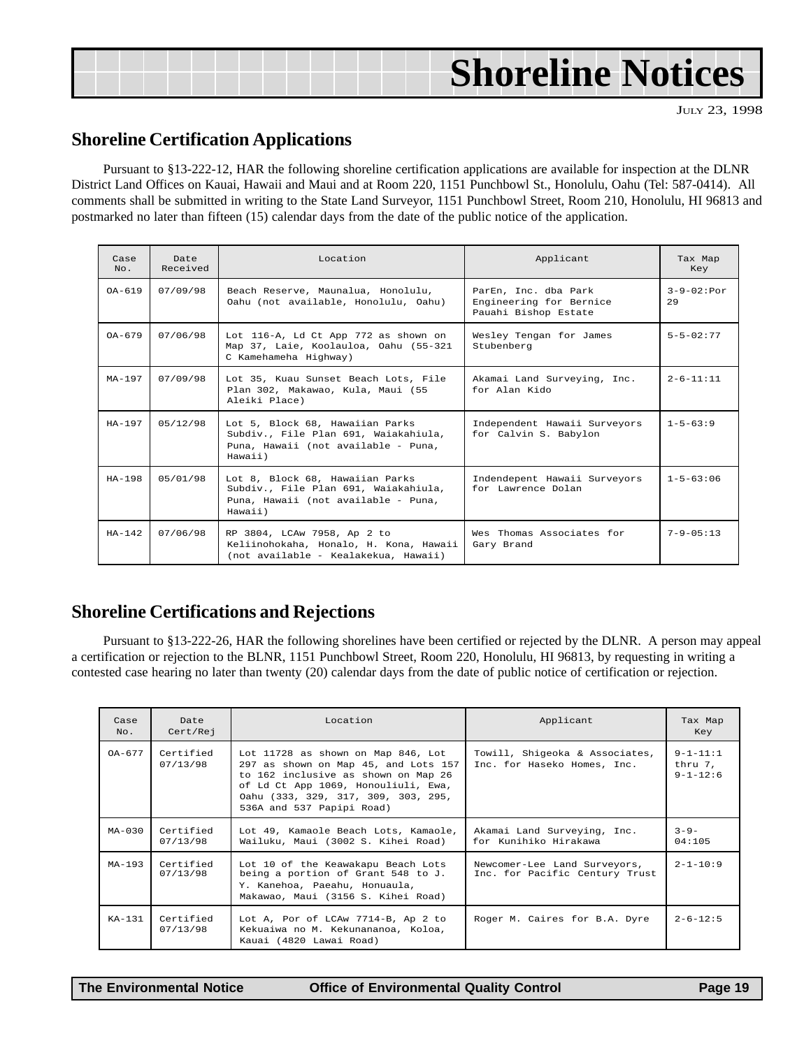# Shoreline Notices

July 23, 1998

## Shoreline Certification Applications

Pursuant to §13-222-12, HAR the following shoreline certification applications are available for inspection at the DLNR District Land Offices on Kauai, Hawaii and Maui and at Room 220, 1151 Punchbowl St., Honolulu, Oahu (Tel: 587-0414). All comments shall be submitted in writing to the State Land Surveyor, 1151 Punchbowl Street, Room 210, Honolulu, HI 96813 and postmarked no later than fifteen (15) calendar days from the date of the public notice of the application.

| Case No. | Date Received | Location | Applicant | Tax Map Key |
|---|---|---|---|---|
| OA-619 | 07/09/98 | Beach Reserve, Maunalua, Honolulu, Oahu (not available, Honolulu, Oahu) | ParEn, Inc. dba Park Engineering for Bernice Pauahi Bishop Estate | 3-9-02:Por 29 |
| OA-679 | 07/06/98 | Lot 116-A, Ld Ct App 772 as shown on Map 37, Laie, Koolauloa, Oahu (55-321 C Kamehameha Highway) | Wesley Tengan for James Stubenberg | 5-5-02:77 |
| MA-197 | 07/09/98 | Lot 35, Kuau Sunset Beach Lots, File Plan 302, Makawao, Kula, Maui (55 Aleiki Place) | Akamai Land Surveying, Inc. for Alan Kido | 2-6-11:11 |
| HA-197 | 05/12/98 | Lot 5, Block 68, Hawaiian Parks Subdiv., File Plan 691, Waiakahiula, Puna, Hawaii (not available - Puna, Hawaii) | Independent Hawaii Surveyors for Calvin S. Babylon | 1-5-63:9 |
| HA-198 | 05/01/98 | Lot 8, Block 68, Hawaiian Parks Subdiv., File Plan 691, Waiakahiula, Puna, Hawaii (not available - Puna, Hawaii) | Indendepent Hawaii Surveyors for Lawrence Dolan | 1-5-63:06 |
| HA-142 | 07/06/98 | RP 3804, LCAw 7958, Ap 2 to Keliinohokaha, Honalo, H. Kona, Hawaii (not available - Kealakekua, Hawaii) | Wes Thomas Associates for Gary Brand | 7-9-05:13 |

## Shoreline Certifications and Rejections

Pursuant to §13-222-26, HAR the following shorelines have been certified or rejected by the DLNR. A person may appeal a certification or rejection to the BLNR, 1151 Punchbowl Street, Room 220, Honolulu, HI 96813, by requesting in writing a contested case hearing no later than twenty (20) calendar days from the date of public notice of certification or rejection.

| Case No. | Date Cert/Rej | Location | Applicant | Tax Map Key |
|---|---|---|---|---|
| OA-677 | Certified 07/13/98 | Lot 11728 as shown on Map 846, Lot 297 as shown on Map 45, and Lots 157 to 162 inclusive as shown on Map 26 of Ld Ct App 1069, Honouliuli, Ewa, Oahu (333, 329, 317, 309, 303, 295, 536A and 537 Papipi Road) | Towill, Shigeoka & Associates, Inc. for Haseko Homes, Inc. | 9-1-11:1 thru 7, 9-1-12:6 |
| MA-030 | Certified 07/13/98 | Lot 49, Kamaole Beach Lots, Kamaole, Wailuku, Maui (3002 S. Kihei Road) | Akamai Land Surveying, Inc. for Kunihiko Hirakawa | 3-9-04:105 |
| MA-193 | Certified 07/13/98 | Lot 10 of the Keawakapu Beach Lots being a portion of Grant 548 to J. Y. Kanehoa, Paeahu, Honuaula, Makawao, Maui (3156 S. Kihei Road) | Newcomer-Lee Land Surveyors, Inc. for Pacific Century Trust | 2-1-10:9 |
| KA-131 | Certified 07/13/98 | Lot A, Por of LCAw 7714-B, Ap 2 to Kekuaiwa no M. Kekunananoa, Koloa, Kauai (4820 Lawai Road) | Roger M. Caires for B.A. Dyre | 2-6-12:5 |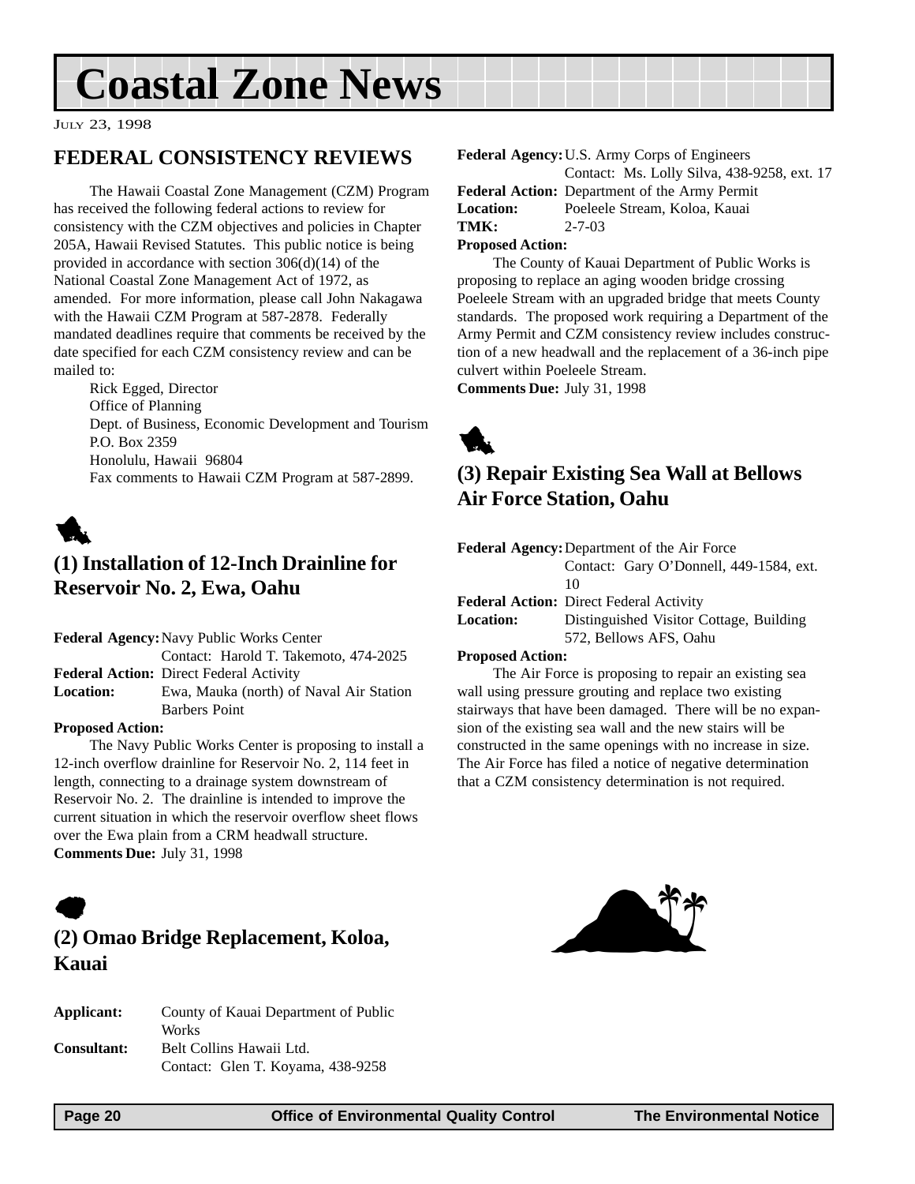# Coastal Zone News

JULY 23, 1998

## FEDERAL CONSISTENCY REVIEWS

The Hawaii Coastal Zone Management (CZM) Program has received the following federal actions to review for consistency with the CZM objectives and policies in Chapter 205A, Hawaii Revised Statutes. This public notice is being provided in accordance with section 306(d)(14) of the National Coastal Zone Management Act of 1972, as amended. For more information, please call John Nakagawa with the Hawaii CZM Program at 587-2878. Federally mandated deadlines require that comments be received by the date specified for each CZM consistency review and can be mailed to:

Rick Egged, Director
Office of Planning
Dept. of Business, Economic Development and Tourism
P.O. Box 2359
Honolulu, Hawaii 96804
Fax comments to Hawaii CZM Program at 587-2899.

### (1) Installation of 12-Inch Drainline for Reservoir No. 2, Ewa, Oahu

**Federal Agency:** Navy Public Works Center
Contact: Harold T. Takemoto, 474-2025
**Federal Action:** Direct Federal Activity
**Location:** Ewa, Mauka (north) of Naval Air Station Barbers Point

**Proposed Action:**

The Navy Public Works Center is proposing to install a 12-inch overflow drainline for Reservoir No. 2, 114 feet in length, connecting to a drainage system downstream of Reservoir No. 2. The drainline is intended to improve the current situation in which the reservoir overflow sheet flows over the Ewa plain from a CRM headwall structure.

**Comments Due:** July 31, 1998

### (2) Omao Bridge Replacement, Koloa, Kauai

**Applicant:** County of Kauai Department of Public Works
**Consultant:** Belt Collins Hawaii Ltd.
Contact: Glen T. Koyama, 438-9258
**Federal Agency:** U.S. Army Corps of Engineers
Contact: Ms. Lolly Silva, 438-9258, ext. 17
**Federal Action:** Department of the Army Permit
**Location:** Poeleele Stream, Koloa, Kauai
**TMK:** 2-7-03

**Proposed Action:**

The County of Kauai Department of Public Works is proposing to replace an aging wooden bridge crossing Poeleele Stream with an upgraded bridge that meets County standards. The proposed work requiring a Department of the Army Permit and CZM consistency review includes construction of a new headwall and the replacement of a 36-inch pipe culvert within Poeleele Stream.

**Comments Due:** July 31, 1998

### (3) Repair Existing Sea Wall at Bellows Air Force Station, Oahu

**Federal Agency:** Department of the Air Force
Contact: Gary O'Donnell, 449-1584, ext. 10
**Federal Action:** Direct Federal Activity
**Location:** Distinguished Visitor Cottage, Building 572, Bellows AFS, Oahu

**Proposed Action:**

The Air Force is proposing to repair an existing sea wall using pressure grouting and replace two existing stairways that have been damaged. There will be no expansion of the existing sea wall and the new stairs will be constructed in the same openings with no increase in size. The Air Force has filed a notice of negative determination that a CZM consistency determination is not required.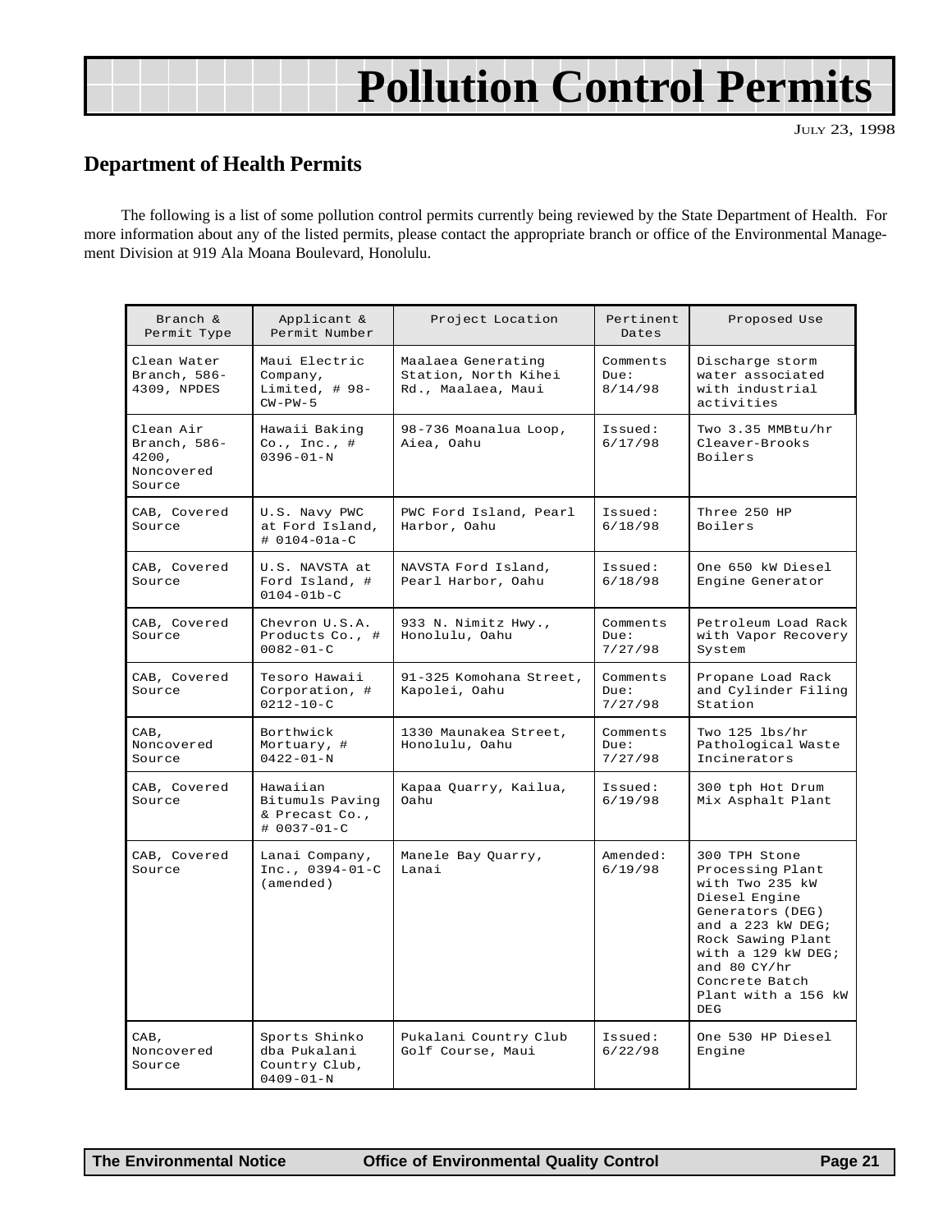# Pollution Control Permits

JULY 23, 1998

## Department of Health Permits

The following is a list of some pollution control permits currently being reviewed by the State Department of Health. For more information about any of the listed permits, please contact the appropriate branch or office of the Environmental Management Division at 919 Ala Moana Boulevard, Honolulu.

| Branch & Permit Type | Applicant & Permit Number | Project Location | Pertinent Dates | Proposed Use |
|---|---|---|---|---|
| Clean Water Branch, 586-4309, NPDES | Maui Electric Company, Limited, # 98-CW-PW-5 | Maalaea Generating Station, North Kihei Rd., Maalaea, Maui | Comments Due: 8/14/98 | Discharge storm water associated with industrial activities |
| Clean Air Branch, 586-4200, Noncovered Source | Hawaii Baking Co., Inc., # 0396-01-N | 98-736 Moanalua Loop, Aiea, Oahu | Issued: 6/17/98 | Two 3.35 MMBtu/hr Cleaver-Brooks Boilers |
| CAB, Covered Source | U.S. Navy PWC at Ford Island, # 0104-01a-C | PWC Ford Island, Pearl Harbor, Oahu | Issued: 6/18/98 | Three 250 HP Boilers |
| CAB, Covered Source | U.S. NAVSTA at Ford Island, # 0104-01b-C | NAVSTA Ford Island, Pearl Harbor, Oahu | Issued: 6/18/98 | One 650 kW Diesel Engine Generator |
| CAB, Covered Source | Chevron U.S.A. Products Co., # 0082-01-C | 933 N. Nimitz Hwy., Honolulu, Oahu | Comments Due: 7/27/98 | Petroleum Load Rack with Vapor Recovery System |
| CAB, Covered Source | Tesoro Hawaii Corporation, # 0212-10-C | 91-325 Komohana Street, Kapolei, Oahu | Comments Due: 7/27/98 | Propane Load Rack and Cylinder Filing Station |
| CAB, Noncovered Source | Borthwick Mortuary, # 0422-01-N | 1330 Maunakea Street, Honolulu, Oahu | Comments Due: 7/27/98 | Two 125 lbs/hr Pathological Waste Incinerators |
| CAB, Covered Source | Hawaiian Bitumuls Paving & Precast Co., # 0037-01-C | Kapaa Quarry, Kailua, Oahu | Issued: 6/19/98 | 300 tph Hot Drum Mix Asphalt Plant |
| CAB, Covered Source | Lanai Company, Inc., 0394-01-C (amended) | Manele Bay Quarry, Lanai | Amended: 6/19/98 | 300 TPH Stone Processing Plant with Two 235 kW Diesel Engine Generators (DEG) and a 223 kW DEG; Rock Sawing Plant with a 129 kW DEG; and 80 CY/hr Concrete Batch Plant with a 156 kW DEG |
| CAB, Noncovered Source | Sports Shinko dba Pukalani Country Club, 0409-01-N | Pukalani Country Club Golf Course, Maui | Issued: 6/22/98 | One 530 HP Diesel Engine |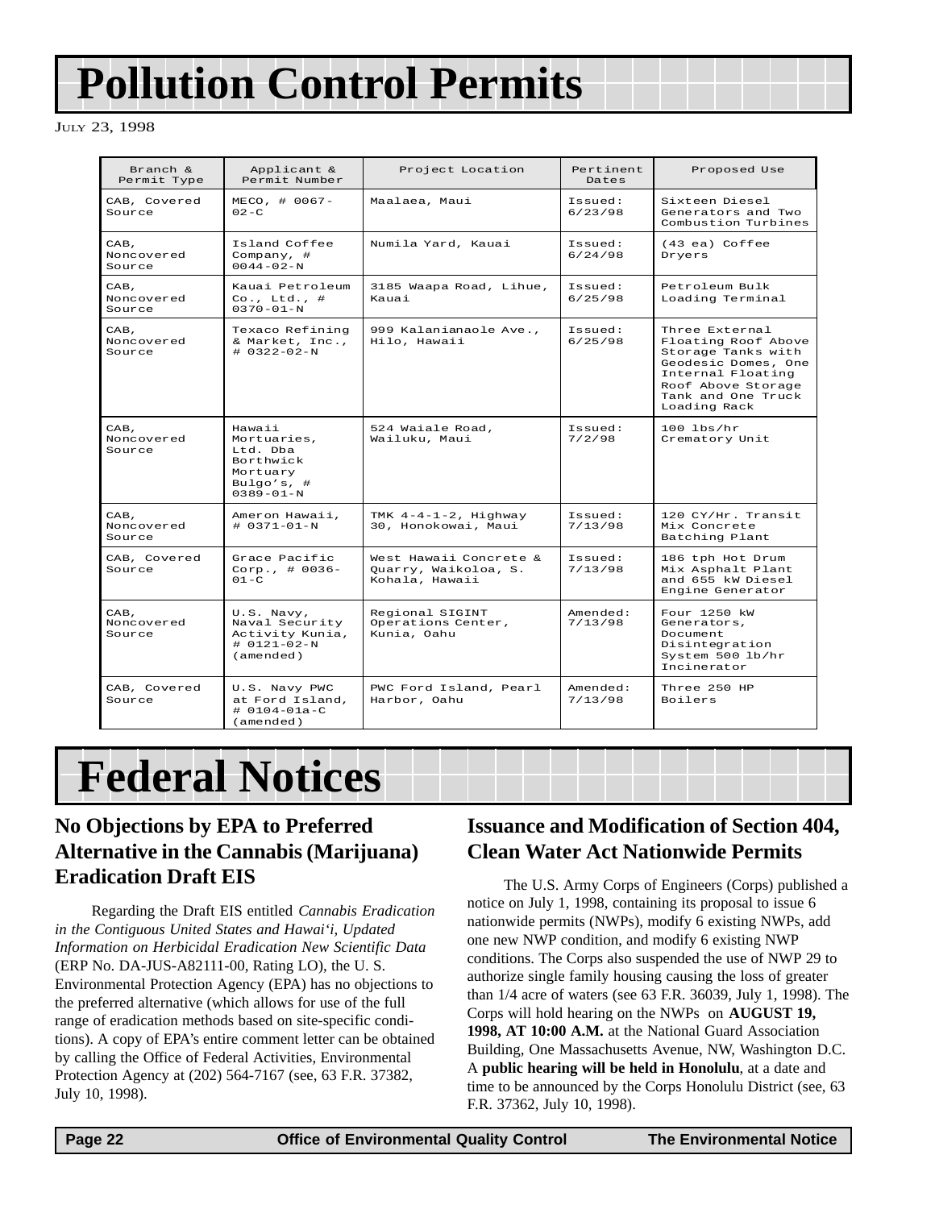# Pollution Control Permits

JULY 23, 1998

| Branch & Permit Type | Applicant & Permit Number | Project Location | Pertinent Dates | Proposed Use |
|---|---|---|---|---|
| CAB, Covered Source | MECO, # 0067-02-C | Maalaea, Maui | Issued: 6/23/98 | Sixteen Diesel Generators and Two Combustion Turbines |
| CAB, Noncovered Source | Island Coffee Company, # 0044-02-N | Numila Yard, Kauai | Issued: 6/24/98 | (43 ea) Coffee Dryers |
| CAB, Noncovered Source | Kauai Petroleum Co., Ltd., # 0370-01-N | 3185 Waapa Road, Lihue, Kauai | Issued: 6/25/98 | Petroleum Bulk Loading Terminal |
| CAB, Noncovered Source | Texaco Refining & Market, Inc., # 0322-02-N | 999 Kalanianaole Ave., Hilo, Hawaii | Issued: 6/25/98 | Three External Floating Roof Above Storage Tanks with Geodesic Domes, One Internal Floating Roof Above Storage Tank and One Truck Loading Rack |
| CAB, Noncovered Source | Hawaii Mortuaries, Ltd. Dba Borthwick Mortuary Bulgo's, # 0389-01-N | 524 Waiale Road, Wailuku, Maui | Issued: 7/2/98 | 100 lbs/hr Crematory Unit |
| CAB, Noncovered Source | Ameron Hawaii, # 0371-01-N | TMK 4-4-1-2, Highway 30, Honokowai, Maui | Issued: 7/13/98 | 120 CY/Hr. Transit Mix Concrete Batching Plant |
| CAB, Covered Source | Grace Pacific Corp., # 0036-01-C | West Hawaii Concrete & Quarry, Waikoloa, S. Kohala, Hawaii | Issued: 7/13/98 | 186 tph Hot Drum Mix Asphalt Plant and 655 kW Diesel Engine Generator |
| CAB, Noncovered Source | U.S. Navy, Naval Security Activity Kunia, # 0121-02-N (amended) | Regional SIGINT Operations Center, Kunia, Oahu | Amended: 7/13/98 | Four 1250 kW Generators, Document Disintegration System 500 lb/hr Incinerator |
| CAB, Covered Source | U.S. Navy PWC at Ford Island, # 0104-01a-C (amended) | PWC Ford Island, Pearl Harbor, Oahu | Amended: 7/13/98 | Three 250 HP Boilers |

# Federal Notices

## No Objections by EPA to Preferred Alternative in the Cannabis (Marijuana) Eradication Draft EIS

Regarding the Draft EIS entitled *Cannabis Eradication in the Contiguous United States and Hawai'i, Updated Information on Herbicidal Eradication New Scientific Data* (ERP No. DA-JUS-A82111-00, Rating LO), the U. S. Environmental Protection Agency (EPA) has no objections to the preferred alternative (which allows for use of the full range of eradication methods based on site-specific conditions). A copy of EPA's entire comment letter can be obtained by calling the Office of Federal Activities, Environmental Protection Agency at (202) 564-7167 (see, 63 F.R. 37382, July 10, 1998).

## Issuance and Modification of Section 404, Clean Water Act Nationwide Permits

The U.S. Army Corps of Engineers (Corps) published a notice on July 1, 1998, containing its proposal to issue 6 nationwide permits (NWPs), modify 6 existing NWPs, add one new NWP condition, and modify 6 existing NWP conditions. The Corps also suspended the use of NWP 29 to authorize single family housing causing the loss of greater than 1/4 acre of waters (see 63 F.R. 36039, July 1, 1998). The Corps will hold hearing on the NWPs on **AUGUST 19, 1998, AT 10:00 A.M.** at the National Guard Association Building, One Massachusetts Avenue, NW, Washington D.C. A **public hearing will be held in Honolulu**, at a date and time to be announced by the Corps Honolulu District (see, 63 F.R. 37362, July 10, 1998).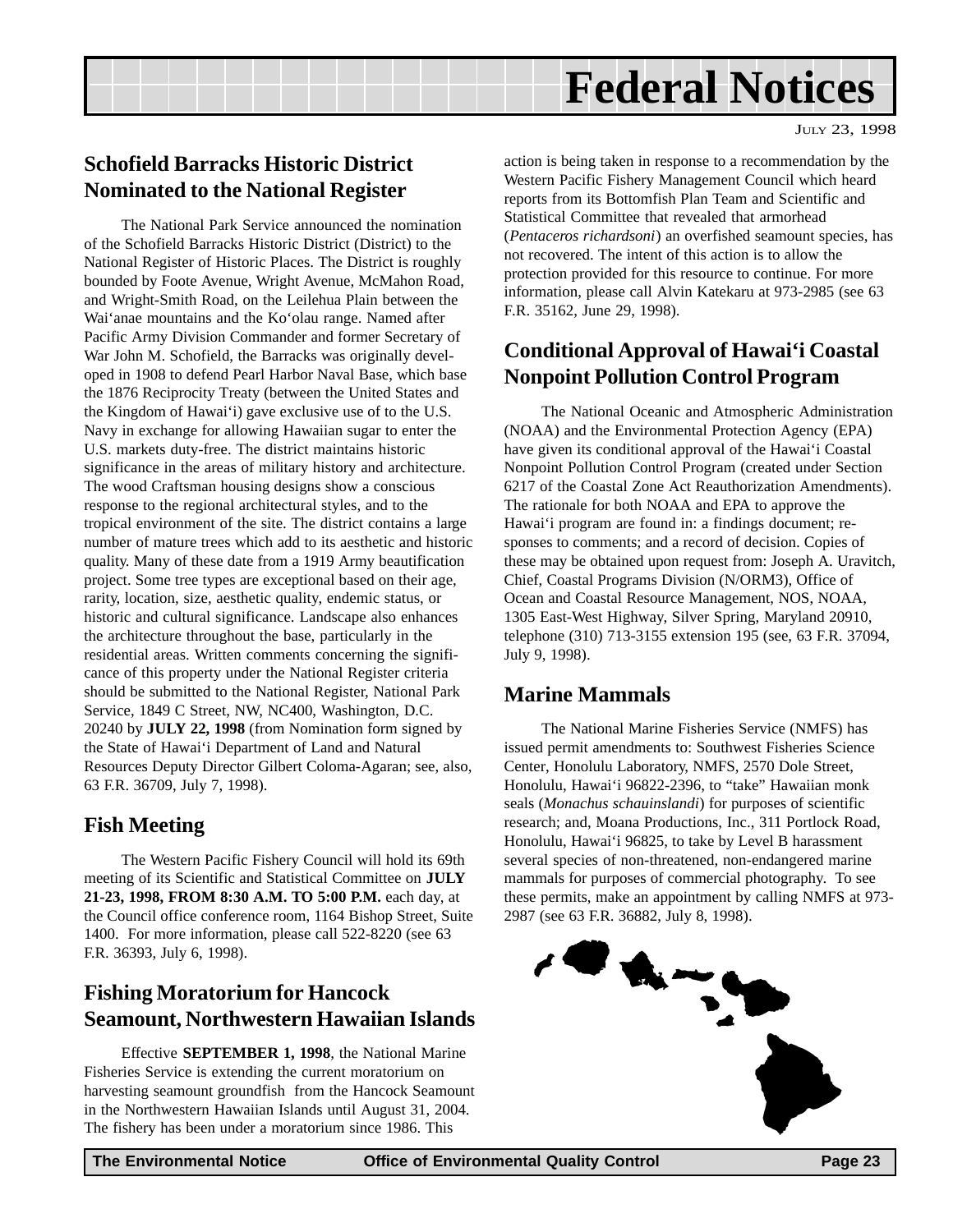# Federal Notices

JULY 23, 1998

## Schofield Barracks Historic District Nominated to the National Register

The National Park Service announced the nomination of the Schofield Barracks Historic District (District) to the National Register of Historic Places. The District is roughly bounded by Foote Avenue, Wright Avenue, McMahon Road, and Wright-Smith Road, on the Leilehua Plain between the Wai'anae mountains and the Ko'olau range. Named after Pacific Army Division Commander and former Secretary of War John M. Schofield, the Barracks was originally developed in 1908 to defend Pearl Harbor Naval Base, which base the 1876 Reciprocity Treaty (between the United States and the Kingdom of Hawai'i) gave exclusive use of to the U.S. Navy in exchange for allowing Hawaiian sugar to enter the U.S. markets duty-free. The district maintains historic significance in the areas of military history and architecture. The wood Craftsman housing designs show a conscious response to the regional architectural styles, and to the tropical environment of the site. The district contains a large number of mature trees which add to its aesthetic and historic quality. Many of these date from a 1919 Army beautification project. Some tree types are exceptional based on their age, rarity, location, size, aesthetic quality, endemic status, or historic and cultural significance. Landscape also enhances the architecture throughout the base, particularly in the residential areas. Written comments concerning the significance of this property under the National Register criteria should be submitted to the National Register, National Park Service, 1849 C Street, NW, NC400, Washington, D.C. 20240 by **JULY 22, 1998** (from Nomination form signed by the State of Hawai'i Department of Land and Natural Resources Deputy Director Gilbert Coloma-Agaran; see, also, 63 F.R. 36709, July 7, 1998).

## Fish Meeting

The Western Pacific Fishery Council will hold its 69th meeting of its Scientific and Statistical Committee on **JULY 21-23, 1998, FROM 8:30 A.M. TO 5:00 P.M.** each day, at the Council office conference room, 1164 Bishop Street, Suite 1400. For more information, please call 522-8220 (see 63 F.R. 36393, July 6, 1998).

## Fishing Moratorium for Hancock Seamount, Northwestern Hawaiian Islands

Effective **SEPTEMBER 1, 1998**, the National Marine Fisheries Service is extending the current moratorium on harvesting seamount groundfish from the Hancock Seamount in the Northwestern Hawaiian Islands until August 31, 2004. The fishery has been under a moratorium since 1986. This action is being taken in response to a recommendation by the Western Pacific Fishery Management Council which heard reports from its Bottomfish Plan Team and Scientific and Statistical Committee that revealed that armorhead (*Pentaceros richardsoni*) an overfished seamount species, has not recovered. The intent of this action is to allow the protection provided for this resource to continue. For more information, please call Alvin Katekaru at 973-2985 (see 63 F.R. 35162, June 29, 1998).

## Conditional Approval of Hawai'i Coastal Nonpoint Pollution Control Program

The National Oceanic and Atmospheric Administration (NOAA) and the Environmental Protection Agency (EPA) have given its conditional approval of the Hawai'i Coastal Nonpoint Pollution Control Program (created under Section 6217 of the Coastal Zone Act Reauthorization Amendments). The rationale for both NOAA and EPA to approve the Hawai'i program are found in: a findings document; responses to comments; and a record of decision. Copies of these may be obtained upon request from: Joseph A. Uravitch, Chief, Coastal Programs Division (N/ORM3), Office of Ocean and Coastal Resource Management, NOS, NOAA, 1305 East-West Highway, Silver Spring, Maryland 20910, telephone (310) 713-3155 extension 195 (see, 63 F.R. 37094, July 9, 1998).

## Marine Mammals

The National Marine Fisheries Service (NMFS) has issued permit amendments to: Southwest Fisheries Science Center, Honolulu Laboratory, NMFS, 2570 Dole Street, Honolulu, Hawai'i 96822-2396, to "take" Hawaiian monk seals (*Monachus schauinslandi*) for purposes of scientific research; and, Moana Productions, Inc., 311 Portlock Road, Honolulu, Hawai'i 96825, to take by Level B harassment several species of non-threatened, non-endangered marine mammals for purposes of commercial photography. To see these permits, make an appointment by calling NMFS at 973-2987 (see 63 F.R. 36882, July 8, 1998).